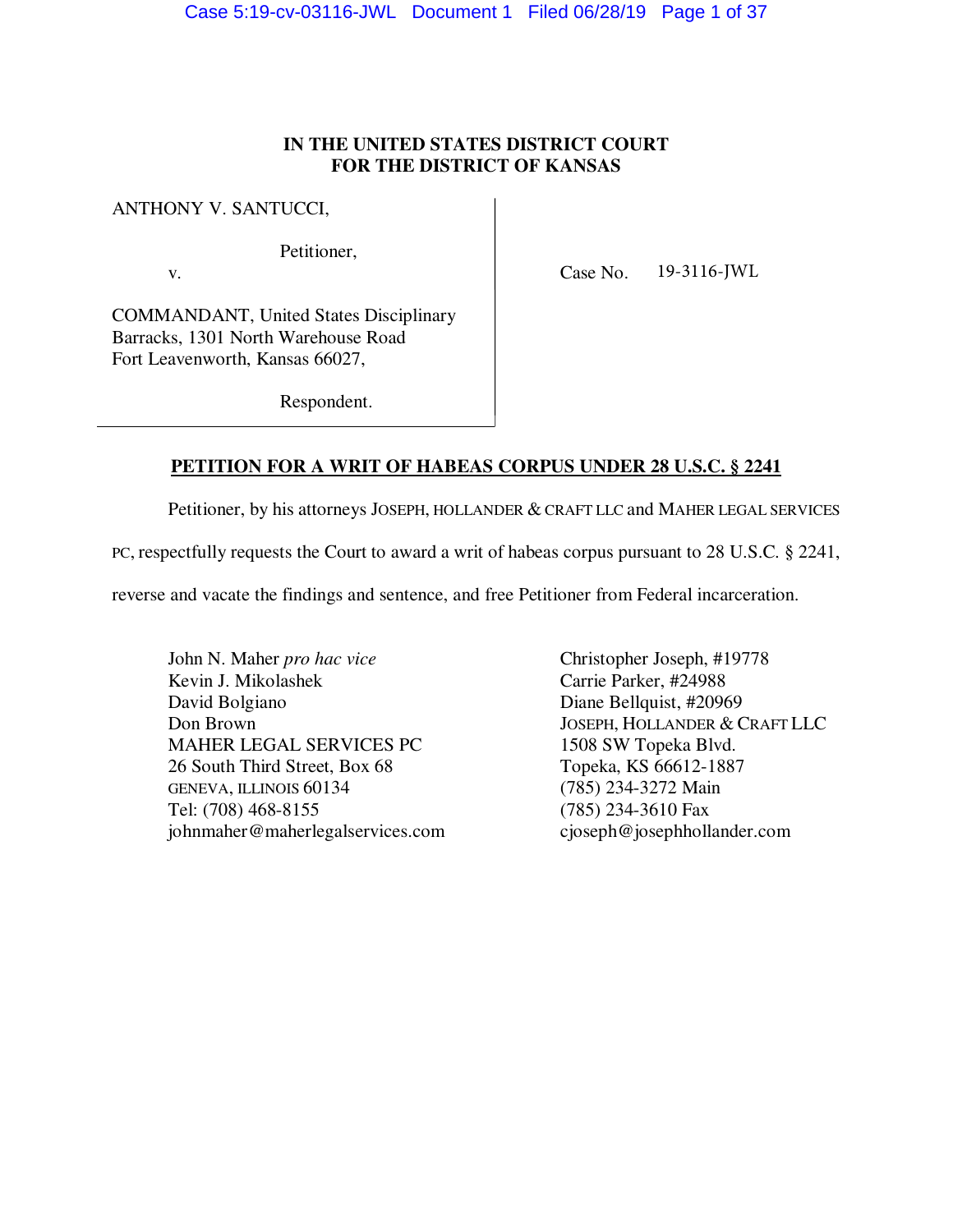**IN THE UNITED STATES DISTRICT COURT**
**FOR THE DISTRICT OF KANSAS**

ANTHONY V. SANTUCCI,

Petitioner,

v.

COMMANDANT, United States Disciplinary Barracks, 1301 North Warehouse Road Fort Leavenworth, Kansas 66027,

Respondent.

Case No. 19-3116-JWL

**PETITION FOR A WRIT OF HABEAS CORPUS UNDER 28 U.S.C. § 2241**

Petitioner, by his attorneys JOSEPH, HOLLANDER & CRAFT LLC and MAHER LEGAL SERVICES PC, respectfully requests the Court to award a writ of habeas corpus pursuant to 28 U.S.C. § 2241, reverse and vacate the findings and sentence, and free Petitioner from Federal incarceration.

John N. Maher *pro hac vice*
Kevin J. Mikolashek
David Bolgiano
Don Brown
MAHER LEGAL SERVICES PC
26 South Third Street, Box 68
GENEVA, ILLINOIS 60134
Tel: (708) 468-8155
johnmaher@maherlegalservices.com

Christopher Joseph, #19778
Carrie Parker, #24988
Diane Bellquist, #20969
JOSEPH, HOLLANDER & CRAFT LLC
1508 SW Topeka Blvd.
Topeka, KS 66612-1887
(785) 234-3272 Main
(785) 234-3610 Fax
cjoseph@josephhollander.com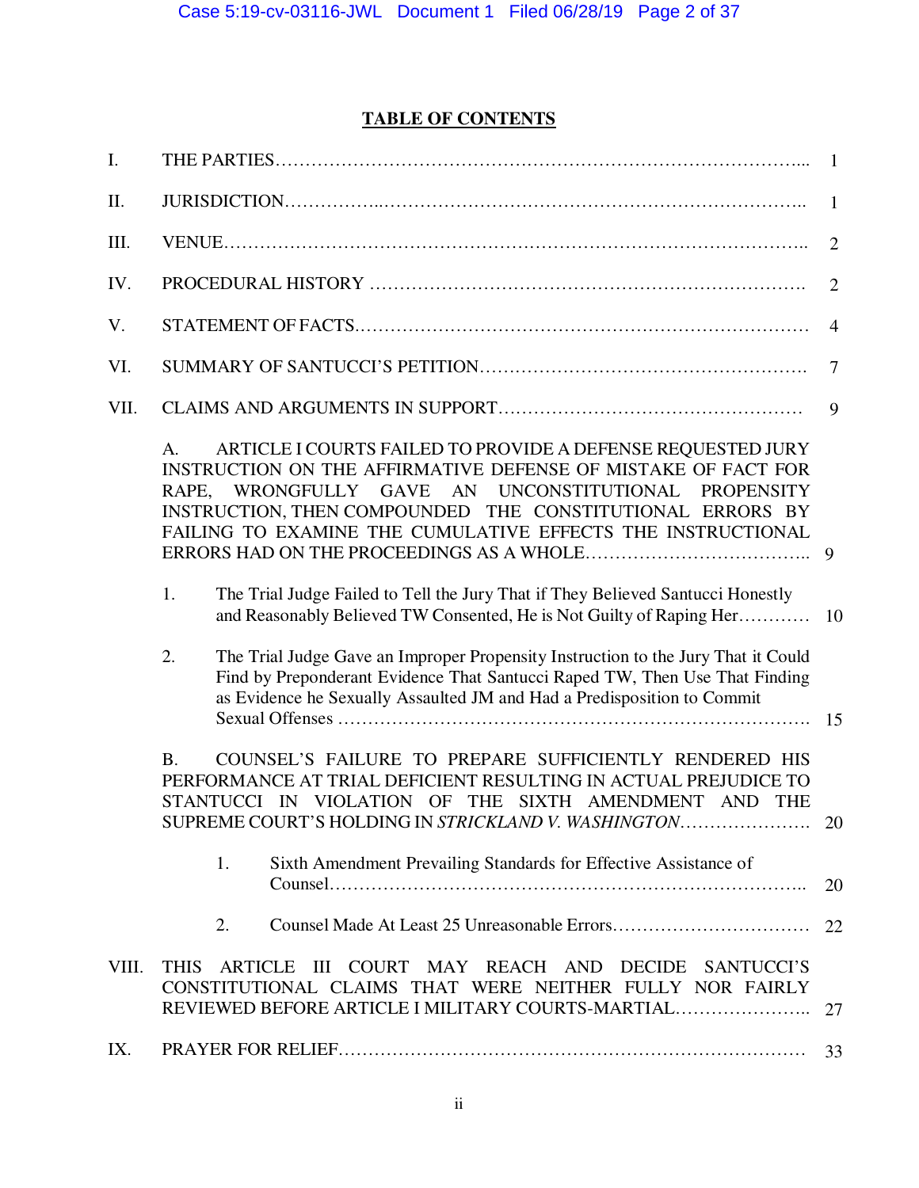# TABLE OF CONTENTS

| | | |
|---|---|---|
| I. | THE PARTIES | 1 |
| II. | JURISDICTION | 1 |
| III. | VENUE | 2 |
| IV. | PROCEDURAL HISTORY | 2 |
| V. | STATEMENT OF FACTS | 4 |
| VI. | SUMMARY OF SANTUCCI'S PETITION | 7 |
| VII. | CLAIMS AND ARGUMENTS IN SUPPORT | 9 |
| | A. ARTICLE I COURTS FAILED TO PROVIDE A DEFENSE REQUESTED JURY INSTRUCTION ON THE AFFIRMATIVE DEFENSE OF MISTAKE OF FACT FOR RAPE, WRONGFULLY GAVE AN UNCONSTITUTIONAL PROPENSITY INSTRUCTION, THEN COMPOUNDED THE CONSTITUTIONAL ERRORS BY FAILING TO EXAMINE THE CUMULATIVE EFFECTS THE INSTRUCTIONAL ERRORS HAD ON THE PROCEEDINGS AS A WHOLE | 9 |
| | 1. The Trial Judge Failed to Tell the Jury That if They Believed Santucci Honestly and Reasonably Believed TW Consented, He is Not Guilty of Raping Her | 10 |
| | 2. The Trial Judge Gave an Improper Propensity Instruction to the Jury That it Could Find by Preponderant Evidence That Santucci Raped TW, Then Use That Finding as Evidence he Sexually Assaulted JM and Had a Predisposition to Commit Sexual Offenses | 15 |
| | B. COUNSEL'S FAILURE TO PREPARE SUFFICIENTLY RENDERED HIS PERFORMANCE AT TRIAL DEFICIENT RESULTING IN ACTUAL PREJUDICE TO STANTUCCI IN VIOLATION OF THE SIXTH AMENDMENT AND THE SUPREME COURT'S HOLDING IN *STRICKLAND V. WASHINGTON* | 20 |
| | 1. Sixth Amendment Prevailing Standards for Effective Assistance of Counsel | 20 |
| | 2. Counsel Made At Least 25 Unreasonable Errors | 22 |
| VIII. | THIS ARTICLE III COURT MAY REACH AND DECIDE SANTUCCI'S CONSTITUTIONAL CLAIMS THAT WERE NEITHER FULLY NOR FAIRLY REVIEWED BEFORE ARTICLE I MILITARY COURTS-MARTIAL | 27 |
| IX. | PRAYER FOR RELIEF | 33 |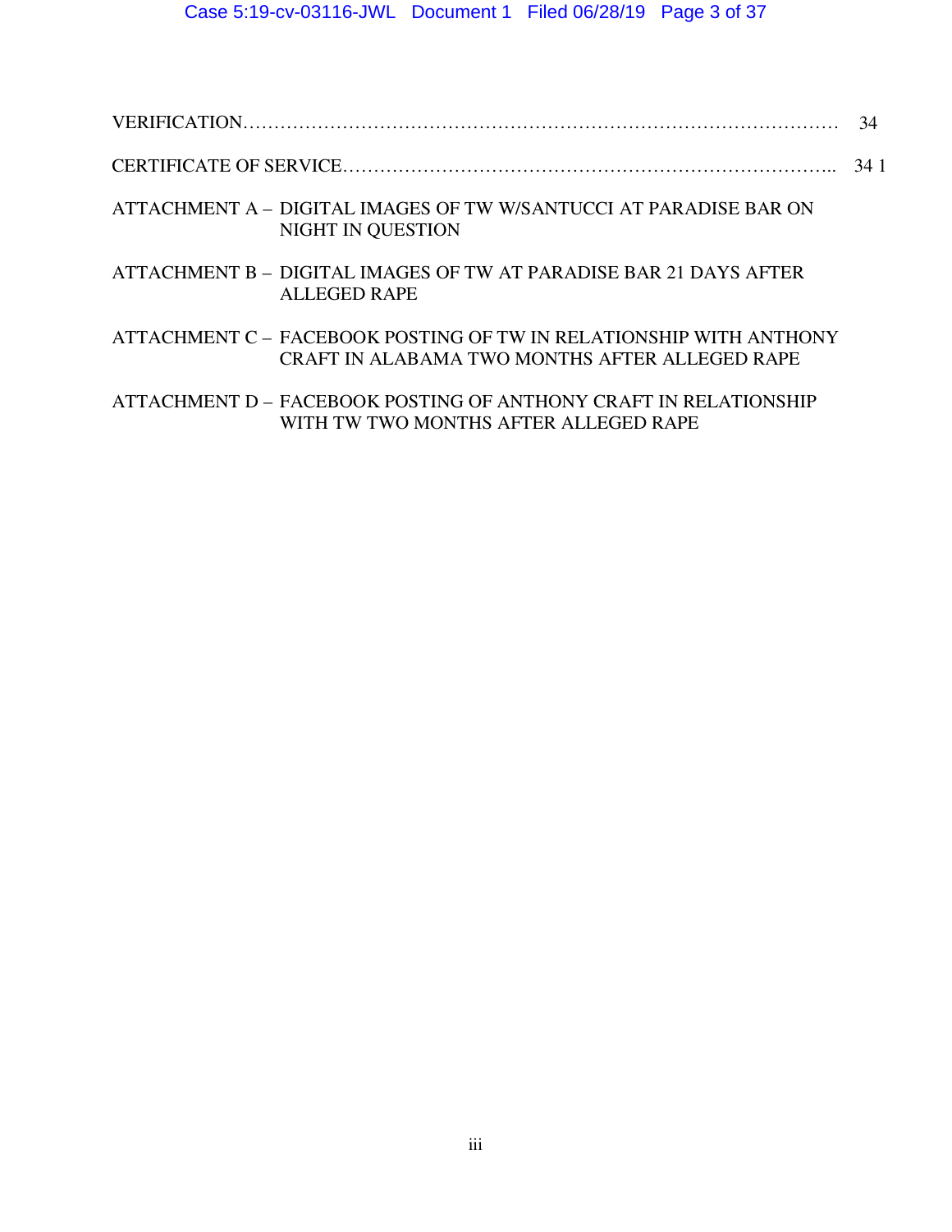VERIFICATION……………………………………………………………………………………… 34

CERTIFICATE OF SERVICE………………………………………………………………….. 34 1

ATTACHMENT A – DIGITAL IMAGES OF TW W/SANTUCCI AT PARADISE BAR ON NIGHT IN QUESTION

ATTACHMENT B – DIGITAL IMAGES OF TW AT PARADISE BAR 21 DAYS AFTER ALLEGED RAPE

ATTACHMENT C – FACEBOOK POSTING OF TW IN RELATIONSHIP WITH ANTHONY CRAFT IN ALABAMA TWO MONTHS AFTER ALLEGED RAPE

ATTACHMENT D – FACEBOOK POSTING OF ANTHONY CRAFT IN RELATIONSHIP WITH TW TWO MONTHS AFTER ALLEGED RAPE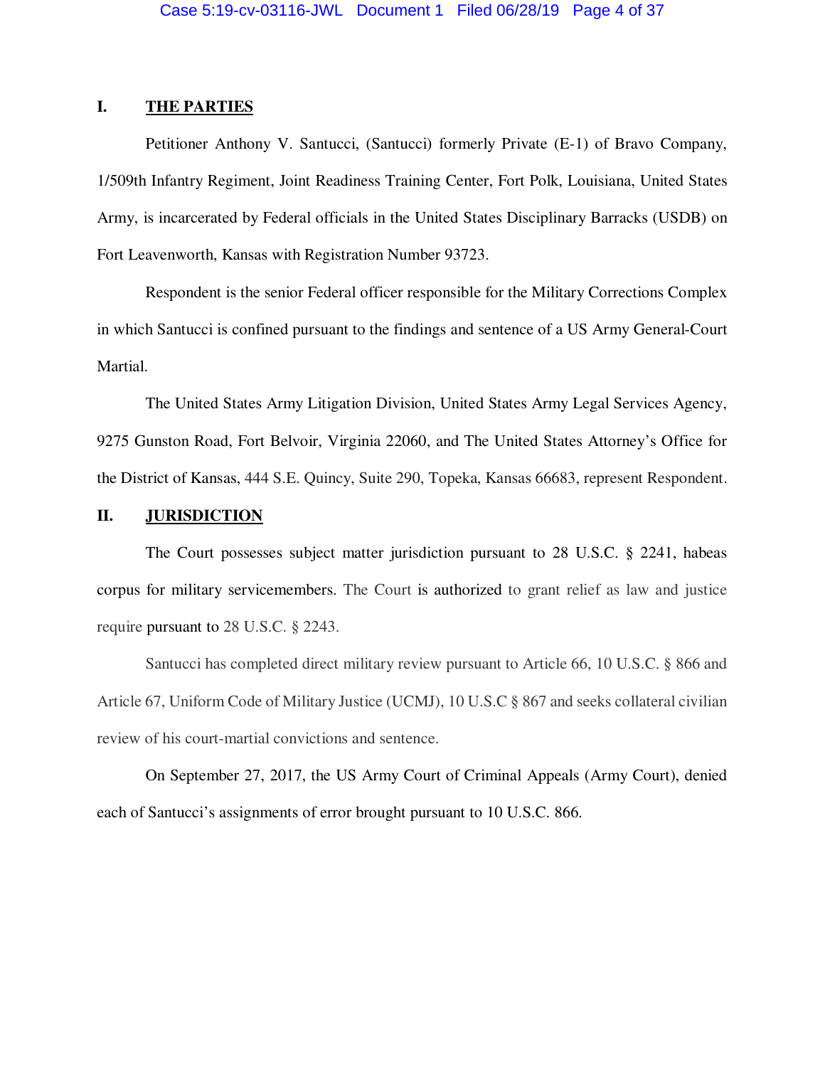## I. THE PARTIES

Petitioner Anthony V. Santucci, (Santucci) formerly Private (E-1) of Bravo Company, 1/509th Infantry Regiment, Joint Readiness Training Center, Fort Polk, Louisiana, United States Army, is incarcerated by Federal officials in the United States Disciplinary Barracks (USDB) on Fort Leavenworth, Kansas with Registration Number 93723.

Respondent is the senior Federal officer responsible for the Military Corrections Complex in which Santucci is confined pursuant to the findings and sentence of a US Army General-Court Martial.

The United States Army Litigation Division, United States Army Legal Services Agency, 9275 Gunston Road, Fort Belvoir, Virginia 22060, and The United States Attorney's Office for the District of Kansas, 444 S.E. Quincy, Suite 290, Topeka, Kansas 66683, represent Respondent.

## II. JURISDICTION

The Court possesses subject matter jurisdiction pursuant to 28 U.S.C. § 2241, habeas corpus for military servicemembers. The Court is authorized to grant relief as law and justice require pursuant to 28 U.S.C. § 2243.

Santucci has completed direct military review pursuant to Article 66, 10 U.S.C. § 866 and Article 67, Uniform Code of Military Justice (UCMJ), 10 U.S.C § 867 and seeks collateral civilian review of his court-martial convictions and sentence.

On September 27, 2017, the US Army Court of Criminal Appeals (Army Court), denied each of Santucci's assignments of error brought pursuant to 10 U.S.C. 866.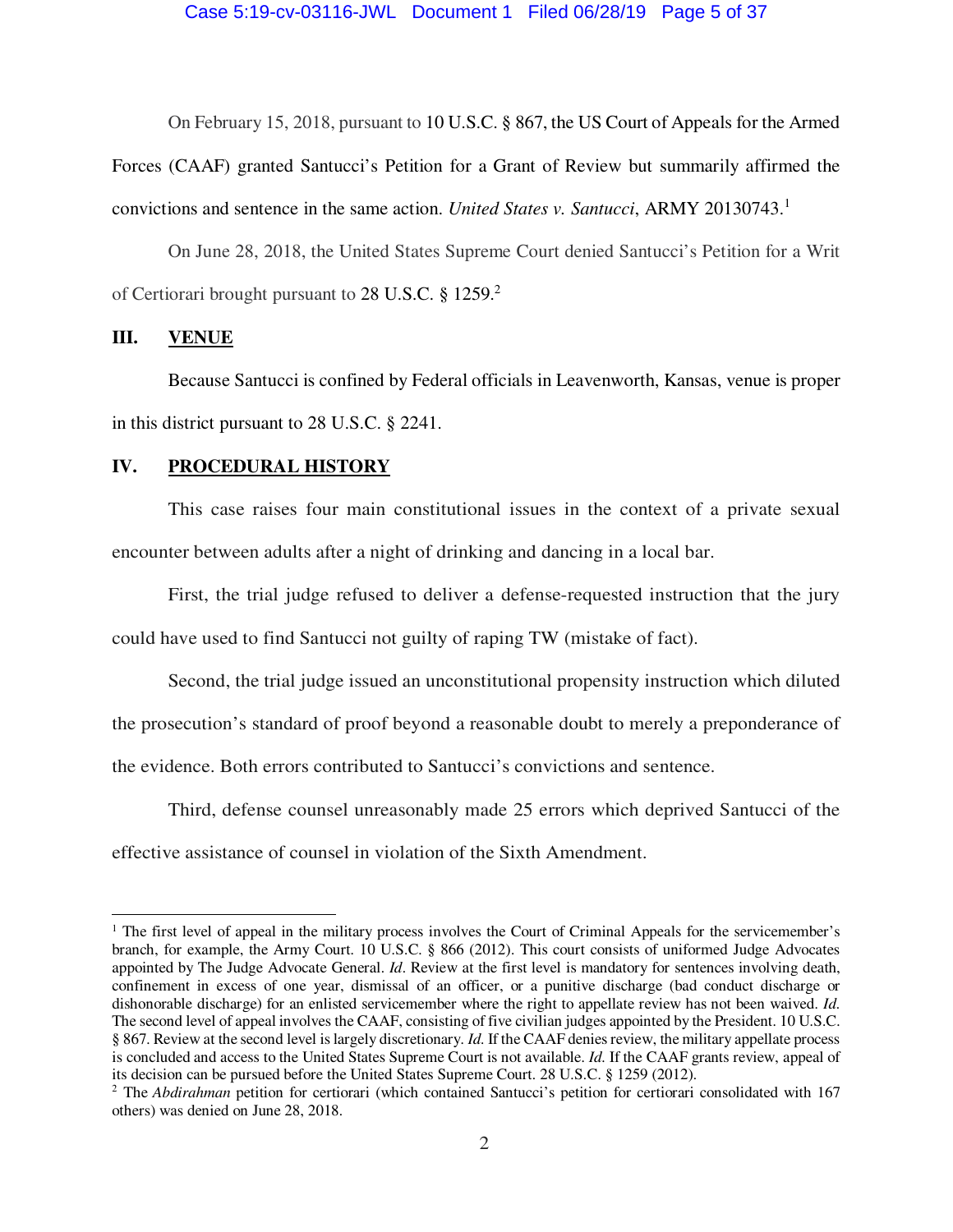On February 15, 2018, pursuant to 10 U.S.C. § 867, the US Court of Appeals for the Armed Forces (CAAF) granted Santucci's Petition for a Grant of Review but summarily affirmed the convictions and sentence in the same action. *United States v. Santucci*, ARMY 20130743.[1]

On June 28, 2018, the United States Supreme Court denied Santucci's Petition for a Writ of Certiorari brought pursuant to 28 U.S.C. § 1259.[2]

## III. VENUE

Because Santucci is confined by Federal officials in Leavenworth, Kansas, venue is proper in this district pursuant to 28 U.S.C. § 2241.

## IV. PROCEDURAL HISTORY

This case raises four main constitutional issues in the context of a private sexual encounter between adults after a night of drinking and dancing in a local bar.

First, the trial judge refused to deliver a defense-requested instruction that the jury could have used to find Santucci not guilty of raping TW (mistake of fact).

Second, the trial judge issued an unconstitutional propensity instruction which diluted the prosecution's standard of proof beyond a reasonable doubt to merely a preponderance of the evidence. Both errors contributed to Santucci's convictions and sentence.

Third, defense counsel unreasonably made 25 errors which deprived Santucci of the effective assistance of counsel in violation of the Sixth Amendment.

---

[1] The first level of appeal in the military process involves the Court of Criminal Appeals for the servicemember's branch, for example, the Army Court. 10 U.S.C. § 866 (2012). This court consists of uniformed Judge Advocates appointed by The Judge Advocate General. *Id*. Review at the first level is mandatory for sentences involving death, confinement in excess of one year, dismissal of an officer, or a punitive discharge (bad conduct discharge or dishonorable discharge) for an enlisted servicemember where the right to appellate review has not been waived. *Id.* The second level of appeal involves the CAAF, consisting of five civilian judges appointed by the President. 10 U.S.C. § 867. Review at the second level is largely discretionary. *Id.* If the CAAF denies review, the military appellate process is concluded and access to the United States Supreme Court is not available. *Id.* If the CAAF grants review, appeal of its decision can be pursued before the United States Supreme Court. 28 U.S.C. § 1259 (2012).

[2] The *Abdirahman* petition for certiorari (which contained Santucci's petition for certiorari consolidated with 167 others) was denied on June 28, 2018.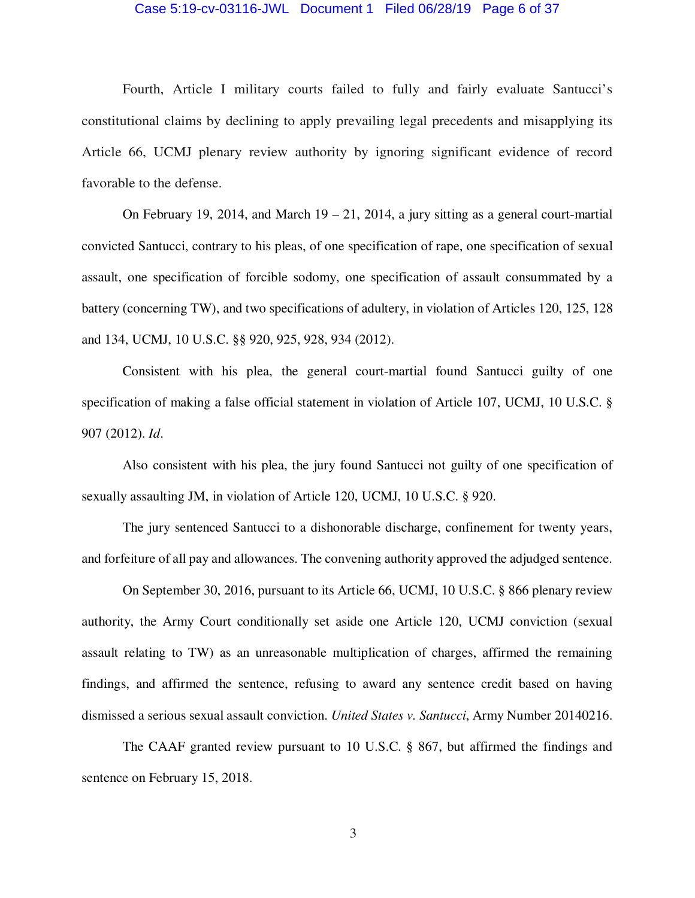Fourth, Article I military courts failed to fully and fairly evaluate Santucci's constitutional claims by declining to apply prevailing legal precedents and misapplying its Article 66, UCMJ plenary review authority by ignoring significant evidence of record favorable to the defense.

On February 19, 2014, and March 19 – 21, 2014, a jury sitting as a general court-martial convicted Santucci, contrary to his pleas, of one specification of rape, one specification of sexual assault, one specification of forcible sodomy, one specification of assault consummated by a battery (concerning TW), and two specifications of adultery, in violation of Articles 120, 125, 128 and 134, UCMJ, 10 U.S.C. §§ 920, 925, 928, 934 (2012).

Consistent with his plea, the general court-martial found Santucci guilty of one specification of making a false official statement in violation of Article 107, UCMJ, 10 U.S.C. § 907 (2012). *Id*.

Also consistent with his plea, the jury found Santucci not guilty of one specification of sexually assaulting JM, in violation of Article 120, UCMJ, 10 U.S.C. § 920.

The jury sentenced Santucci to a dishonorable discharge, confinement for twenty years, and forfeiture of all pay and allowances. The convening authority approved the adjudged sentence.

On September 30, 2016, pursuant to its Article 66, UCMJ, 10 U.S.C. § 866 plenary review authority, the Army Court conditionally set aside one Article 120, UCMJ conviction (sexual assault relating to TW) as an unreasonable multiplication of charges, affirmed the remaining findings, and affirmed the sentence, refusing to award any sentence credit based on having dismissed a serious sexual assault conviction. *United States v. Santucci*, Army Number 20140216.

The CAAF granted review pursuant to 10 U.S.C. § 867, but affirmed the findings and sentence on February 15, 2018.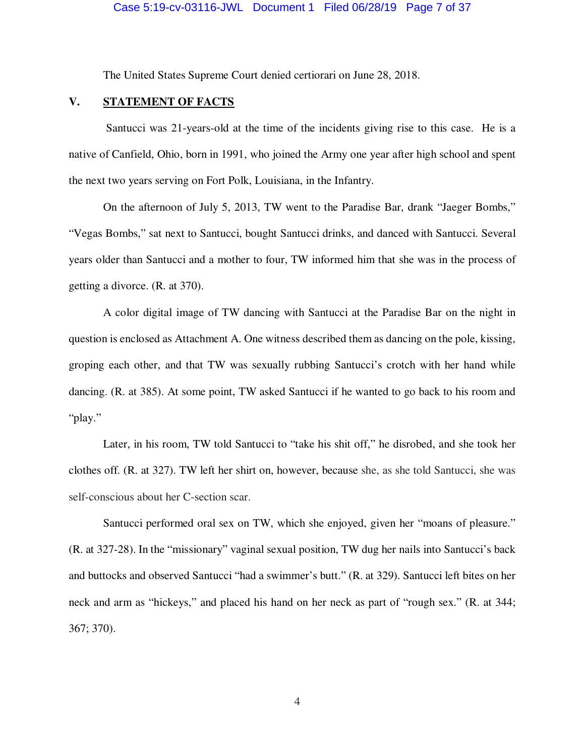The United States Supreme Court denied certiorari on June 28, 2018.

## V. STATEMENT OF FACTS

Santucci was 21-years-old at the time of the incidents giving rise to this case. He is a native of Canfield, Ohio, born in 1991, who joined the Army one year after high school and spent the next two years serving on Fort Polk, Louisiana, in the Infantry.

On the afternoon of July 5, 2013, TW went to the Paradise Bar, drank "Jaeger Bombs," "Vegas Bombs," sat next to Santucci, bought Santucci drinks, and danced with Santucci. Several years older than Santucci and a mother to four, TW informed him that she was in the process of getting a divorce. (R. at 370).

A color digital image of TW dancing with Santucci at the Paradise Bar on the night in question is enclosed as Attachment A. One witness described them as dancing on the pole, kissing, groping each other, and that TW was sexually rubbing Santucci's crotch with her hand while dancing. (R. at 385). At some point, TW asked Santucci if he wanted to go back to his room and "play."

Later, in his room, TW told Santucci to "take his shit off," he disrobed, and she took her clothes off. (R. at 327). TW left her shirt on, however, because she, as she told Santucci, she was self-conscious about her C-section scar.

Santucci performed oral sex on TW, which she enjoyed, given her "moans of pleasure." (R. at 327-28). In the "missionary" vaginal sexual position, TW dug her nails into Santucci's back and buttocks and observed Santucci "had a swimmer's butt." (R. at 329). Santucci left bites on her neck and arm as "hickeys," and placed his hand on her neck as part of "rough sex." (R. at 344; 367; 370).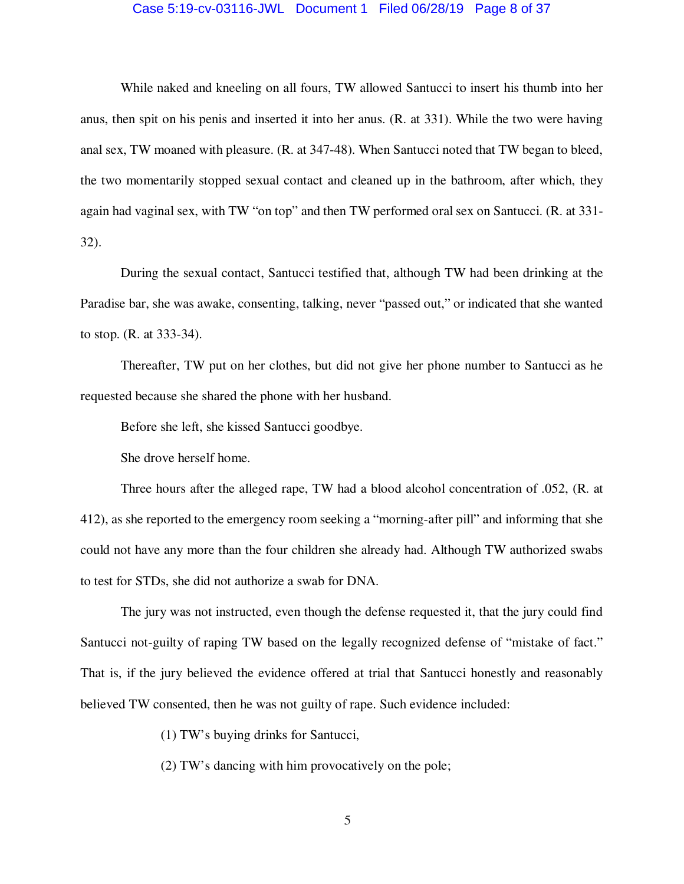While naked and kneeling on all fours, TW allowed Santucci to insert his thumb into her anus, then spit on his penis and inserted it into her anus. (R. at 331). While the two were having anal sex, TW moaned with pleasure. (R. at 347-48). When Santucci noted that TW began to bleed, the two momentarily stopped sexual contact and cleaned up in the bathroom, after which, they again had vaginal sex, with TW "on top" and then TW performed oral sex on Santucci. (R. at 331-32).

During the sexual contact, Santucci testified that, although TW had been drinking at the Paradise bar, she was awake, consenting, talking, never "passed out," or indicated that she wanted to stop. (R. at 333-34).

Thereafter, TW put on her clothes, but did not give her phone number to Santucci as he requested because she shared the phone with her husband.

Before she left, she kissed Santucci goodbye.

She drove herself home.

Three hours after the alleged rape, TW had a blood alcohol concentration of .052, (R. at 412), as she reported to the emergency room seeking a "morning-after pill" and informing that she could not have any more than the four children she already had. Although TW authorized swabs to test for STDs, she did not authorize a swab for DNA.

The jury was not instructed, even though the defense requested it, that the jury could find Santucci not-guilty of raping TW based on the legally recognized defense of "mistake of fact." That is, if the jury believed the evidence offered at trial that Santucci honestly and reasonably believed TW consented, then he was not guilty of rape. Such evidence included:

(1) TW's buying drinks for Santucci,

(2) TW's dancing with him provocatively on the pole;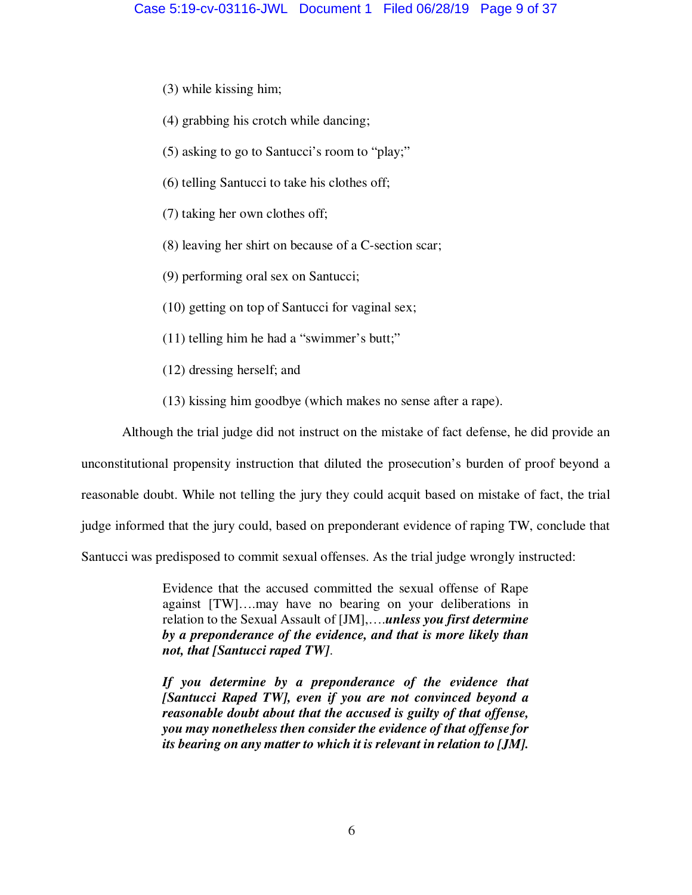(3) while kissing him;

(4) grabbing his crotch while dancing;

(5) asking to go to Santucci's room to "play;"

(6) telling Santucci to take his clothes off;

(7) taking her own clothes off;

(8) leaving her shirt on because of a C-section scar;

(9) performing oral sex on Santucci;

(10) getting on top of Santucci for vaginal sex;

(11) telling him he had a "swimmer's butt;"

(12) dressing herself; and

(13) kissing him goodbye (which makes no sense after a rape).

Although the trial judge did not instruct on the mistake of fact defense, he did provide an unconstitutional propensity instruction that diluted the prosecution's burden of proof beyond a reasonable doubt. While not telling the jury they could acquit based on mistake of fact, the trial judge informed that the jury could, based on preponderant evidence of raping TW, conclude that Santucci was predisposed to commit sexual offenses. As the trial judge wrongly instructed:

> Evidence that the accused committed the sexual offense of Rape against [TW]….may have no bearing on your deliberations in relation to the Sexual Assault of [JM],….***unless you first determine by a preponderance of the evidence, and that is more likely than not, that [Santucci raped TW]***.
>
> ***If you determine by a preponderance of the evidence that [Santucci Raped TW], even if you are not convinced beyond a reasonable doubt about that the accused is guilty of that offense, you may nonetheless then consider the evidence of that offense for its bearing on any matter to which it is relevant in relation to [JM].***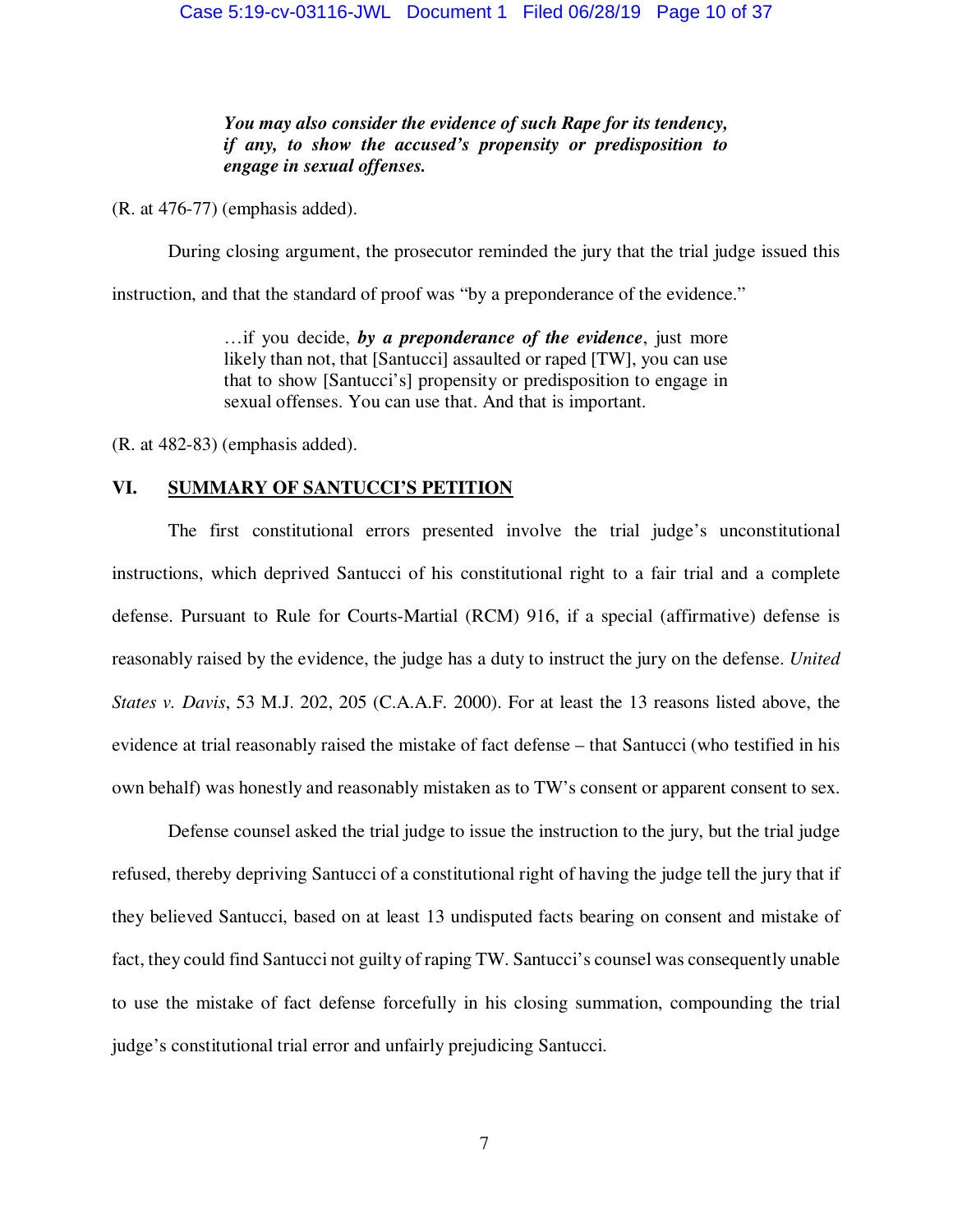> ***You may also consider the evidence of such Rape for its tendency, if any, to show the accused's propensity or predisposition to engage in sexual offenses.***

(R. at 476-77) (emphasis added).

During closing argument, the prosecutor reminded the jury that the trial judge issued this instruction, and that the standard of proof was "by a preponderance of the evidence."

> …if you decide, ***by a preponderance of the evidence***, just more likely than not, that [Santucci] assaulted or raped [TW], you can use that to show [Santucci's] propensity or predisposition to engage in sexual offenses. You can use that. And that is important.

(R. at 482-83) (emphasis added).

## VI. SUMMARY OF SANTUCCI'S PETITION

The first constitutional errors presented involve the trial judge's unconstitutional instructions, which deprived Santucci of his constitutional right to a fair trial and a complete defense. Pursuant to Rule for Courts-Martial (RCM) 916, if a special (affirmative) defense is reasonably raised by the evidence, the judge has a duty to instruct the jury on the defense. *United States v. Davis*, 53 M.J. 202, 205 (C.A.A.F. 2000). For at least the 13 reasons listed above, the evidence at trial reasonably raised the mistake of fact defense – that Santucci (who testified in his own behalf) was honestly and reasonably mistaken as to TW's consent or apparent consent to sex.

Defense counsel asked the trial judge to issue the instruction to the jury, but the trial judge refused, thereby depriving Santucci of a constitutional right of having the judge tell the jury that if they believed Santucci, based on at least 13 undisputed facts bearing on consent and mistake of fact, they could find Santucci not guilty of raping TW. Santucci's counsel was consequently unable to use the mistake of fact defense forcefully in his closing summation, compounding the trial judge's constitutional trial error and unfairly prejudicing Santucci.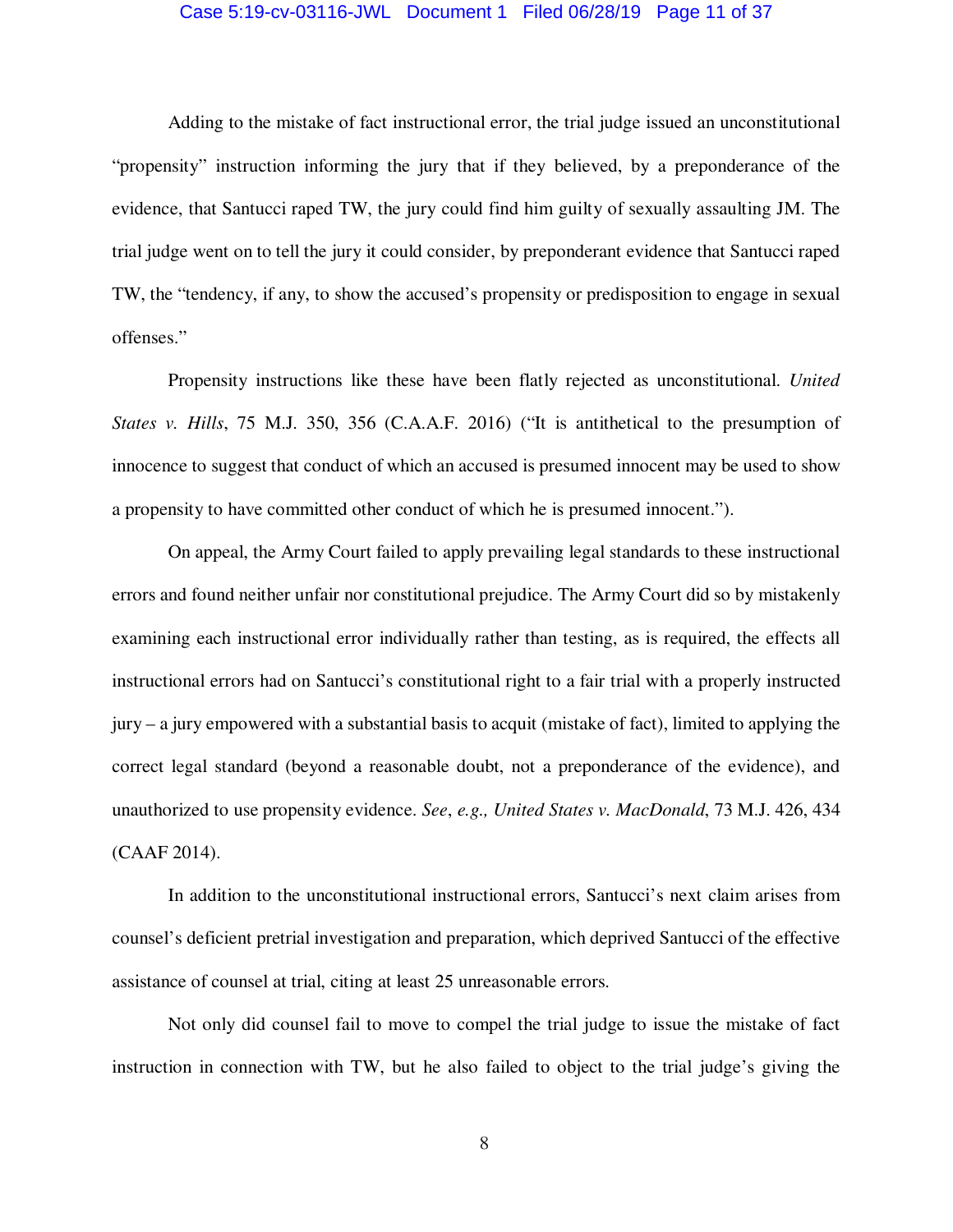Adding to the mistake of fact instructional error, the trial judge issued an unconstitutional "propensity" instruction informing the jury that if they believed, by a preponderance of the evidence, that Santucci raped TW, the jury could find him guilty of sexually assaulting JM. The trial judge went on to tell the jury it could consider, by preponderant evidence that Santucci raped TW, the "tendency, if any, to show the accused's propensity or predisposition to engage in sexual offenses."

Propensity instructions like these have been flatly rejected as unconstitutional. *United States v. Hills*, 75 M.J. 350, 356 (C.A.A.F. 2016) ("It is antithetical to the presumption of innocence to suggest that conduct of which an accused is presumed innocent may be used to show a propensity to have committed other conduct of which he is presumed innocent.").

On appeal, the Army Court failed to apply prevailing legal standards to these instructional errors and found neither unfair nor constitutional prejudice. The Army Court did so by mistakenly examining each instructional error individually rather than testing, as is required, the effects all instructional errors had on Santucci's constitutional right to a fair trial with a properly instructed jury – a jury empowered with a substantial basis to acquit (mistake of fact), limited to applying the correct legal standard (beyond a reasonable doubt, not a preponderance of the evidence), and unauthorized to use propensity evidence. *See*, *e.g., United States v. MacDonald*, 73 M.J. 426, 434 (CAAF 2014).

In addition to the unconstitutional instructional errors, Santucci's next claim arises from counsel's deficient pretrial investigation and preparation, which deprived Santucci of the effective assistance of counsel at trial, citing at least 25 unreasonable errors.

Not only did counsel fail to move to compel the trial judge to issue the mistake of fact instruction in connection with TW, but he also failed to object to the trial judge's giving the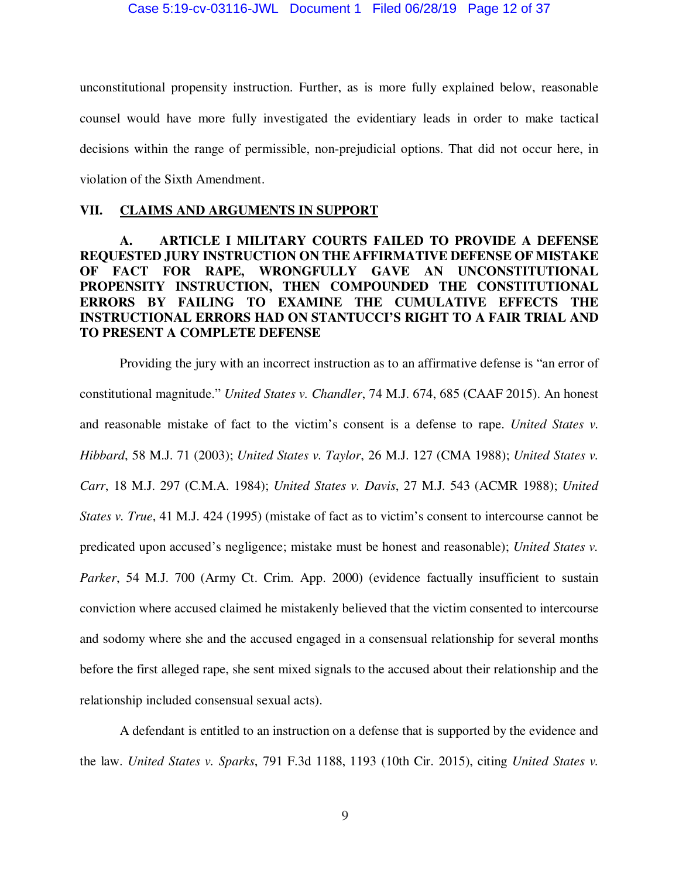unconstitutional propensity instruction. Further, as is more fully explained below, reasonable counsel would have more fully investigated the evidentiary leads in order to make tactical decisions within the range of permissible, non-prejudicial options. That did not occur here, in violation of the Sixth Amendment.

## VII. CLAIMS AND ARGUMENTS IN SUPPORT

### A. ARTICLE I MILITARY COURTS FAILED TO PROVIDE A DEFENSE REQUESTED JURY INSTRUCTION ON THE AFFIRMATIVE DEFENSE OF MISTAKE OF FACT FOR RAPE, WRONGFULLY GAVE AN UNCONSTITUTIONAL PROPENSITY INSTRUCTION, THEN COMPOUNDED THE CONSTITUTIONAL ERRORS BY FAILING TO EXAMINE THE CUMULATIVE EFFECTS THE INSTRUCTIONAL ERRORS HAD ON STANTUCCI'S RIGHT TO A FAIR TRIAL AND TO PRESENT A COMPLETE DEFENSE

Providing the jury with an incorrect instruction as to an affirmative defense is "an error of constitutional magnitude." *United States v. Chandler*, 74 M.J. 674, 685 (CAAF 2015). An honest and reasonable mistake of fact to the victim's consent is a defense to rape. *United States v. Hibbard*, 58 M.J. 71 (2003); *United States v. Taylor*, 26 M.J. 127 (CMA 1988); *United States v. Carr*, 18 M.J. 297 (C.M.A. 1984); *United States v. Davis*, 27 M.J. 543 (ACMR 1988); *United States v. True*, 41 M.J. 424 (1995) (mistake of fact as to victim's consent to intercourse cannot be predicated upon accused's negligence; mistake must be honest and reasonable); *United States v. Parker*, 54 M.J. 700 (Army Ct. Crim. App. 2000) (evidence factually insufficient to sustain conviction where accused claimed he mistakenly believed that the victim consented to intercourse and sodomy where she and the accused engaged in a consensual relationship for several months before the first alleged rape, she sent mixed signals to the accused about their relationship and the relationship included consensual sexual acts).

A defendant is entitled to an instruction on a defense that is supported by the evidence and the law. *United States v. Sparks*, 791 F.3d 1188, 1193 (10th Cir. 2015), citing *United States v.*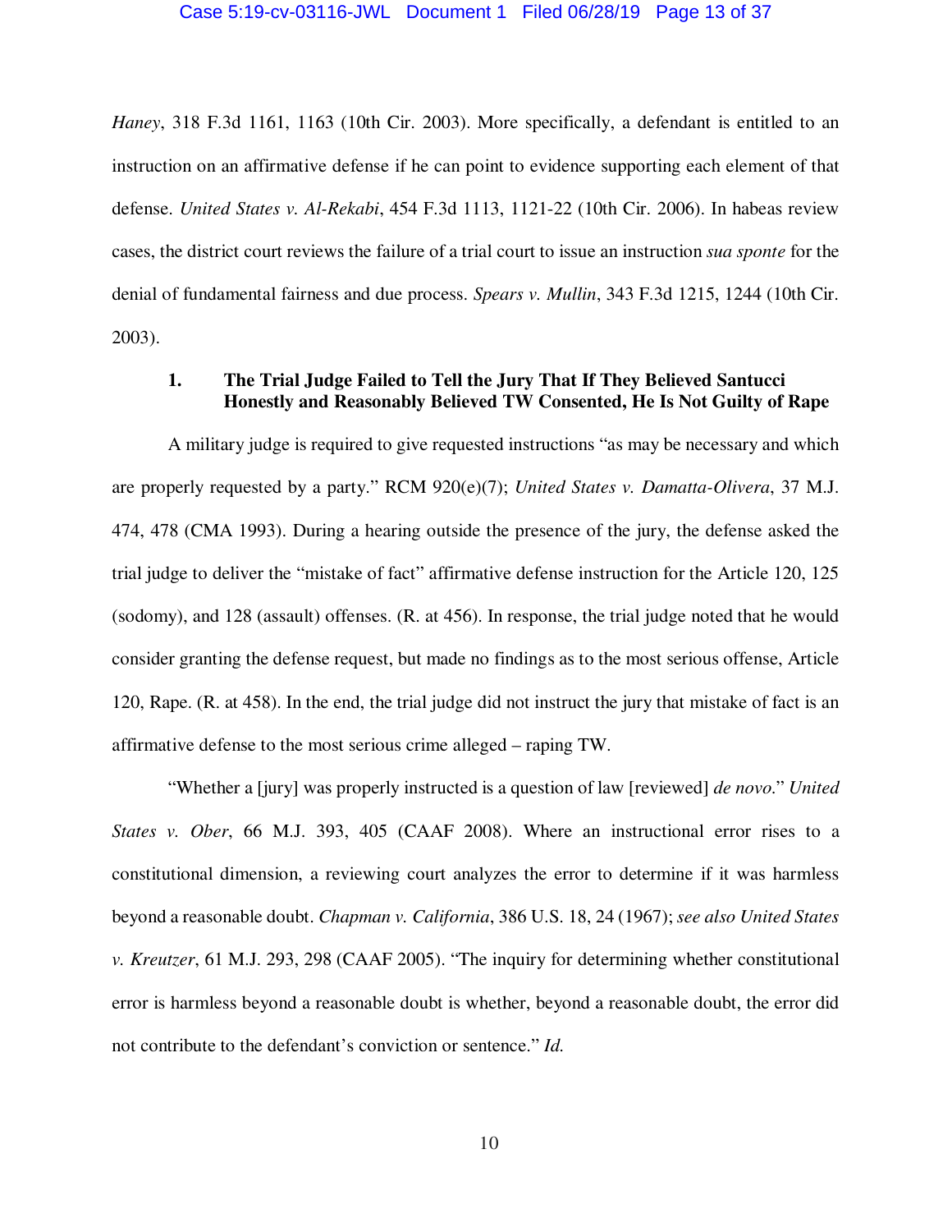*Haney*, 318 F.3d 1161, 1163 (10th Cir. 2003). More specifically, a defendant is entitled to an instruction on an affirmative defense if he can point to evidence supporting each element of that defense. *United States v. Al-Rekabi*, 454 F.3d 1113, 1121-22 (10th Cir. 2006). In habeas review cases, the district court reviews the failure of a trial court to issue an instruction *sua sponte* for the denial of fundamental fairness and due process. *Spears v. Mullin*, 343 F.3d 1215, 1244 (10th Cir. 2003).

### 1. The Trial Judge Failed to Tell the Jury That If They Believed Santucci Honestly and Reasonably Believed TW Consented, He Is Not Guilty of Rape

A military judge is required to give requested instructions "as may be necessary and which are properly requested by a party." RCM 920(e)(7); *United States v. Damatta-Olivera*, 37 M.J. 474, 478 (CMA 1993). During a hearing outside the presence of the jury, the defense asked the trial judge to deliver the "mistake of fact" affirmative defense instruction for the Article 120, 125 (sodomy), and 128 (assault) offenses. (R. at 456). In response, the trial judge noted that he would consider granting the defense request, but made no findings as to the most serious offense, Article 120, Rape. (R. at 458). In the end, the trial judge did not instruct the jury that mistake of fact is an affirmative defense to the most serious crime alleged – raping TW.

"Whether a [jury] was properly instructed is a question of law [reviewed] *de novo*." *United States v. Ober*, 66 M.J. 393, 405 (CAAF 2008). Where an instructional error rises to a constitutional dimension, a reviewing court analyzes the error to determine if it was harmless beyond a reasonable doubt. *Chapman v. California*, 386 U.S. 18, 24 (1967); *see also United States v. Kreutzer*, 61 M.J. 293, 298 (CAAF 2005). "The inquiry for determining whether constitutional error is harmless beyond a reasonable doubt is whether, beyond a reasonable doubt, the error did not contribute to the defendant's conviction or sentence." *Id.*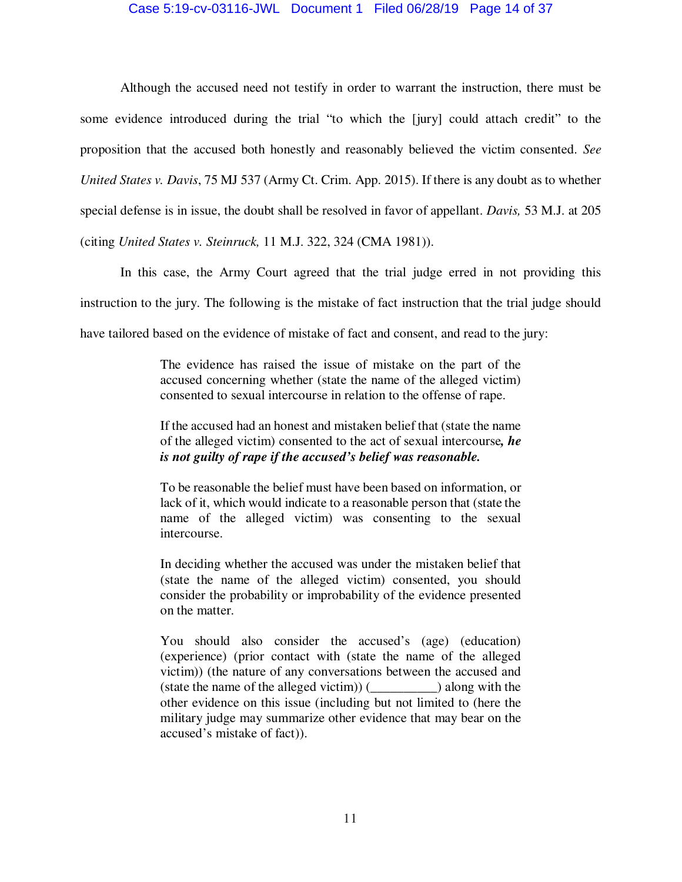Although the accused need not testify in order to warrant the instruction, there must be some evidence introduced during the trial "to which the [jury] could attach credit" to the proposition that the accused both honestly and reasonably believed the victim consented. *See United States v. Davis*, 75 MJ 537 (Army Ct. Crim. App. 2015). If there is any doubt as to whether special defense is in issue, the doubt shall be resolved in favor of appellant. *Davis,* 53 M.J. at 205 (citing *United States v. Steinruck,* 11 M.J. 322, 324 (CMA 1981)).

In this case, the Army Court agreed that the trial judge erred in not providing this instruction to the jury. The following is the mistake of fact instruction that the trial judge should have tailored based on the evidence of mistake of fact and consent, and read to the jury:

> The evidence has raised the issue of mistake on the part of the accused concerning whether (state the name of the alleged victim) consented to sexual intercourse in relation to the offense of rape.
>
> If the accused had an honest and mistaken belief that (state the name of the alleged victim) consented to the act of sexual intercourse***, he is not guilty of rape if the accused's belief was reasonable.***
>
> To be reasonable the belief must have been based on information, or lack of it, which would indicate to a reasonable person that (state the name of the alleged victim) was consenting to the sexual intercourse.
>
> In deciding whether the accused was under the mistaken belief that (state the name of the alleged victim) consented, you should consider the probability or improbability of the evidence presented on the matter.
>
> You should also consider the accused's (age) (education) (experience) (prior contact with (state the name of the alleged victim)) (the nature of any conversations between the accused and (state the name of the alleged victim)) (__________) along with the other evidence on this issue (including but not limited to (here the military judge may summarize other evidence that may bear on the accused's mistake of fact)).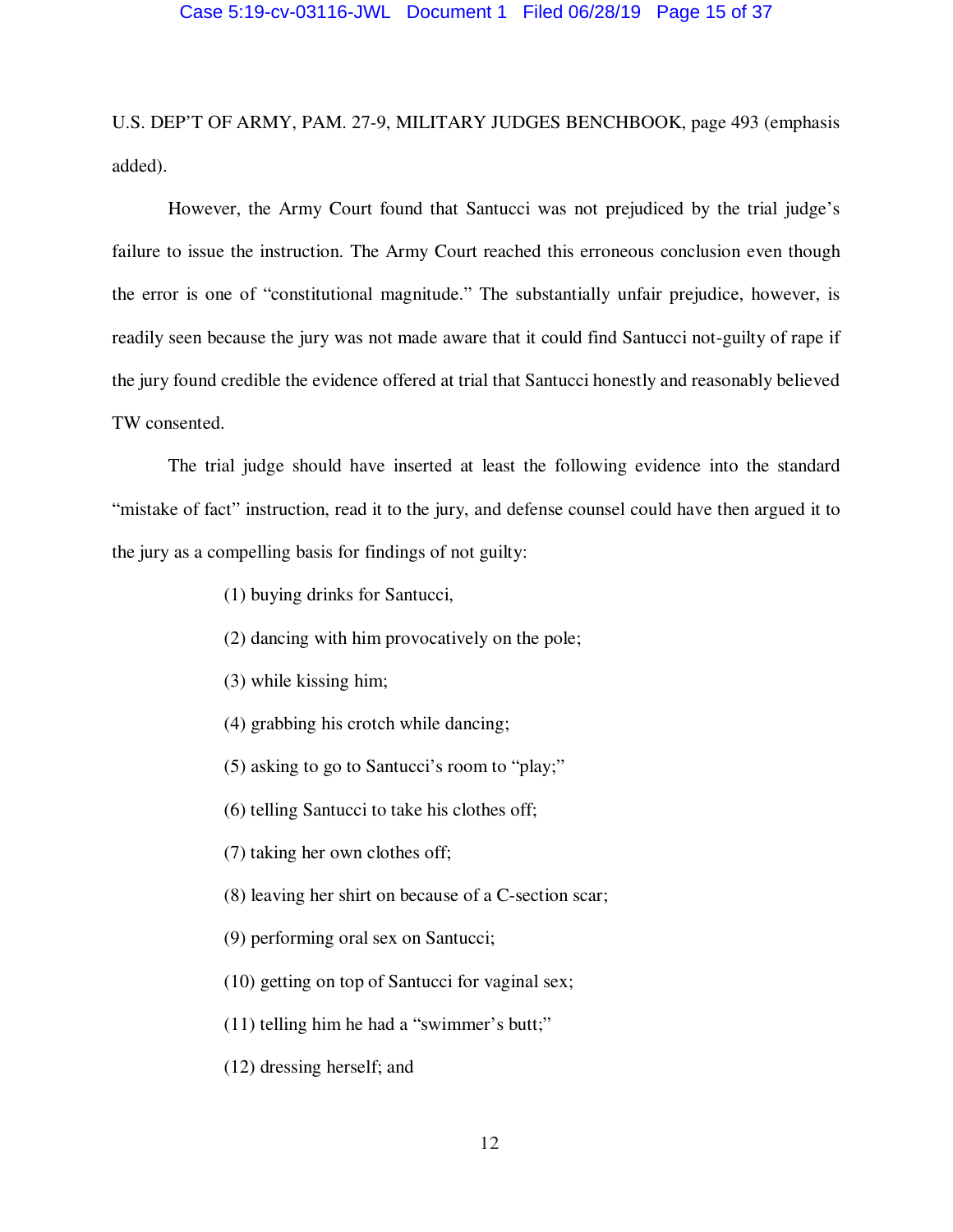U.S. DEP'T OF ARMY, PAM. 27-9, MILITARY JUDGES BENCHBOOK, page 493 (emphasis added).

However, the Army Court found that Santucci was not prejudiced by the trial judge's failure to issue the instruction. The Army Court reached this erroneous conclusion even though the error is one of "constitutional magnitude." The substantially unfair prejudice, however, is readily seen because the jury was not made aware that it could find Santucci not-guilty of rape if the jury found credible the evidence offered at trial that Santucci honestly and reasonably believed TW consented.

The trial judge should have inserted at least the following evidence into the standard "mistake of fact" instruction, read it to the jury, and defense counsel could have then argued it to the jury as a compelling basis for findings of not guilty:

(1) buying drinks for Santucci,

(2) dancing with him provocatively on the pole;

(3) while kissing him;

(4) grabbing his crotch while dancing;

(5) asking to go to Santucci's room to "play;"

(6) telling Santucci to take his clothes off;

(7) taking her own clothes off;

(8) leaving her shirt on because of a C-section scar;

(9) performing oral sex on Santucci;

(10) getting on top of Santucci for vaginal sex;

(11) telling him he had a "swimmer's butt;"

(12) dressing herself; and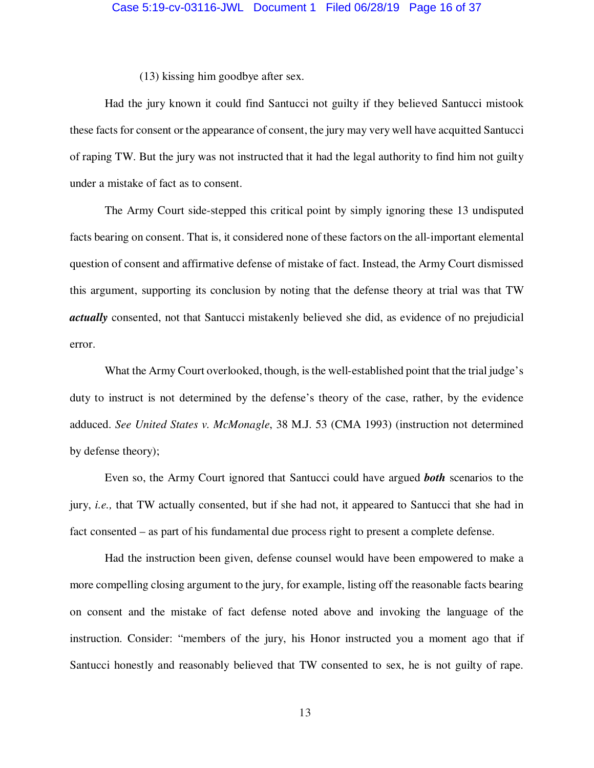(13) kissing him goodbye after sex.

Had the jury known it could find Santucci not guilty if they believed Santucci mistook these facts for consent or the appearance of consent, the jury may very well have acquitted Santucci of raping TW. But the jury was not instructed that it had the legal authority to find him not guilty under a mistake of fact as to consent.

The Army Court side-stepped this critical point by simply ignoring these 13 undisputed facts bearing on consent. That is, it considered none of these factors on the all-important elemental question of consent and affirmative defense of mistake of fact. Instead, the Army Court dismissed this argument, supporting its conclusion by noting that the defense theory at trial was that TW ***actually*** consented, not that Santucci mistakenly believed she did, as evidence of no prejudicial error.

What the Army Court overlooked, though, is the well-established point that the trial judge's duty to instruct is not determined by the defense's theory of the case, rather, by the evidence adduced. *See United States v. McMonagle*, 38 M.J. 53 (CMA 1993) (instruction not determined by defense theory);

Even so, the Army Court ignored that Santucci could have argued ***both*** scenarios to the jury, *i.e.,* that TW actually consented, but if she had not, it appeared to Santucci that she had in fact consented – as part of his fundamental due process right to present a complete defense.

Had the instruction been given, defense counsel would have been empowered to make a more compelling closing argument to the jury, for example, listing off the reasonable facts bearing on consent and the mistake of fact defense noted above and invoking the language of the instruction. Consider: "members of the jury, his Honor instructed you a moment ago that if Santucci honestly and reasonably believed that TW consented to sex, he is not guilty of rape.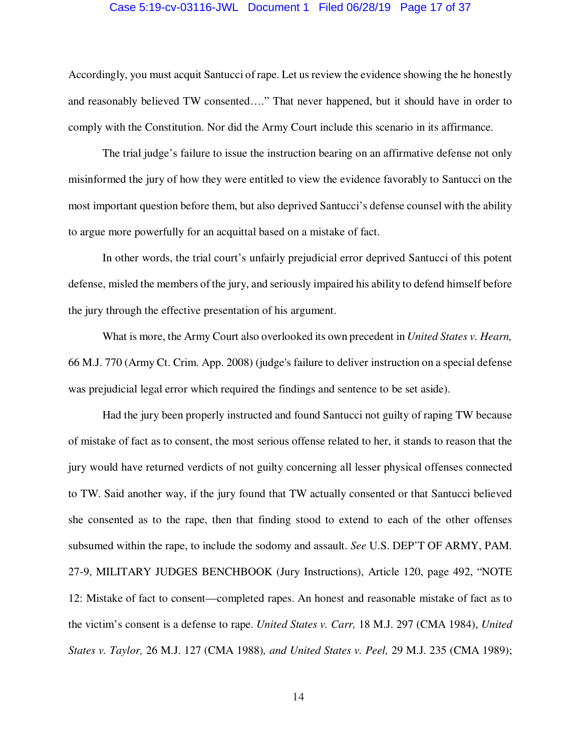Accordingly, you must acquit Santucci of rape. Let us review the evidence showing the he honestly and reasonably believed TW consented…." That never happened, but it should have in order to comply with the Constitution. Nor did the Army Court include this scenario in its affirmance.

The trial judge's failure to issue the instruction bearing on an affirmative defense not only misinformed the jury of how they were entitled to view the evidence favorably to Santucci on the most important question before them, but also deprived Santucci's defense counsel with the ability to argue more powerfully for an acquittal based on a mistake of fact.

In other words, the trial court's unfairly prejudicial error deprived Santucci of this potent defense, misled the members of the jury, and seriously impaired his ability to defend himself before the jury through the effective presentation of his argument.

What is more, the Army Court also overlooked its own precedent in *United States v. Hearn,* 66 M.J. 770 (Army Ct. Crim. App. 2008) (judge's failure to deliver instruction on a special defense was prejudicial legal error which required the findings and sentence to be set aside).

Had the jury been properly instructed and found Santucci not guilty of raping TW because of mistake of fact as to consent, the most serious offense related to her, it stands to reason that the jury would have returned verdicts of not guilty concerning all lesser physical offenses connected to TW. Said another way, if the jury found that TW actually consented or that Santucci believed she consented as to the rape, then that finding stood to extend to each of the other offenses subsumed within the rape, to include the sodomy and assault. *See* U.S. DEP'T OF ARMY, PAM. 27-9, MILITARY JUDGES BENCHBOOK (Jury Instructions), Article 120, page 492, "NOTE 12: Mistake of fact to consent—completed rapes. An honest and reasonable mistake of fact as to the victim's consent is a defense to rape. *United States v. Carr,* 18 M.J. 297 (CMA 1984), *United States v. Taylor,* 26 M.J. 127 (CMA 1988)*, and United States v. Peel,* 29 M.J. 235 (CMA 1989);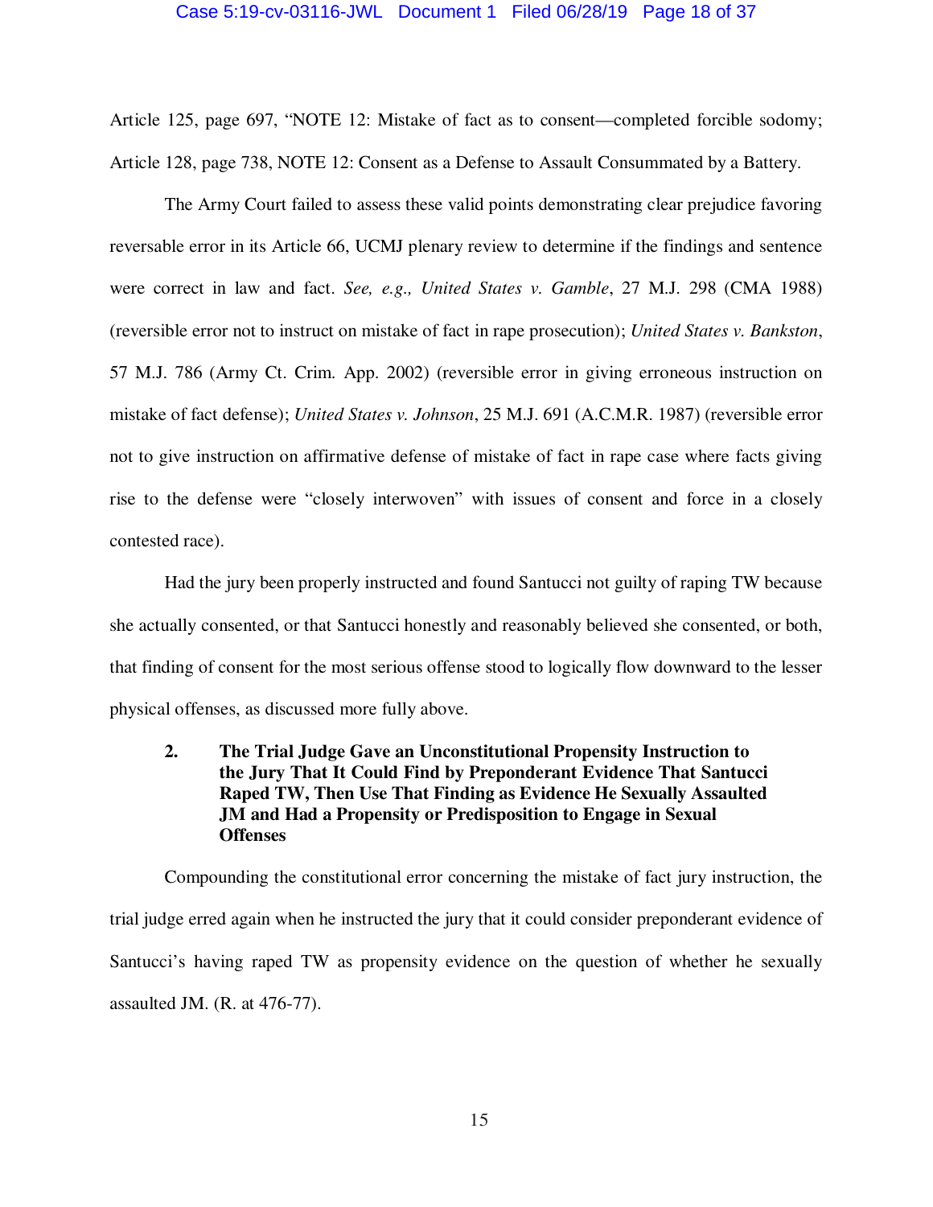Article 125, page 697, “NOTE 12: Mistake of fact as to consent—completed forcible sodomy; Article 128, page 738, NOTE 12: Consent as a Defense to Assault Consummated by a Battery.

The Army Court failed to assess these valid points demonstrating clear prejudice favoring reversable error in its Article 66, UCMJ plenary review to determine if the findings and sentence were correct in law and fact. *See, e.g., United States v. Gamble*, 27 M.J. 298 (CMA 1988) (reversible error not to instruct on mistake of fact in rape prosecution); *United States v. Bankston*, 57 M.J. 786 (Army Ct. Crim. App. 2002) (reversible error in giving erroneous instruction on mistake of fact defense); *United States v. Johnson*, 25 M.J. 691 (A.C.M.R. 1987) (reversible error not to give instruction on affirmative defense of mistake of fact in rape case where facts giving rise to the defense were “closely interwoven” with issues of consent and force in a closely contested race).

Had the jury been properly instructed and found Santucci not guilty of raping TW because she actually consented, or that Santucci honestly and reasonably believed she consented, or both, that finding of consent for the most serious offense stood to logically flow downward to the lesser physical offenses, as discussed more fully above.

### 2. The Trial Judge Gave an Unconstitutional Propensity Instruction to the Jury That It Could Find by Preponderant Evidence That Santucci Raped TW, Then Use That Finding as Evidence He Sexually Assaulted JM and Had a Propensity or Predisposition to Engage in Sexual Offenses

Compounding the constitutional error concerning the mistake of fact jury instruction, the trial judge erred again when he instructed the jury that it could consider preponderant evidence of Santucci’s having raped TW as propensity evidence on the question of whether he sexually assaulted JM. (R. at 476-77).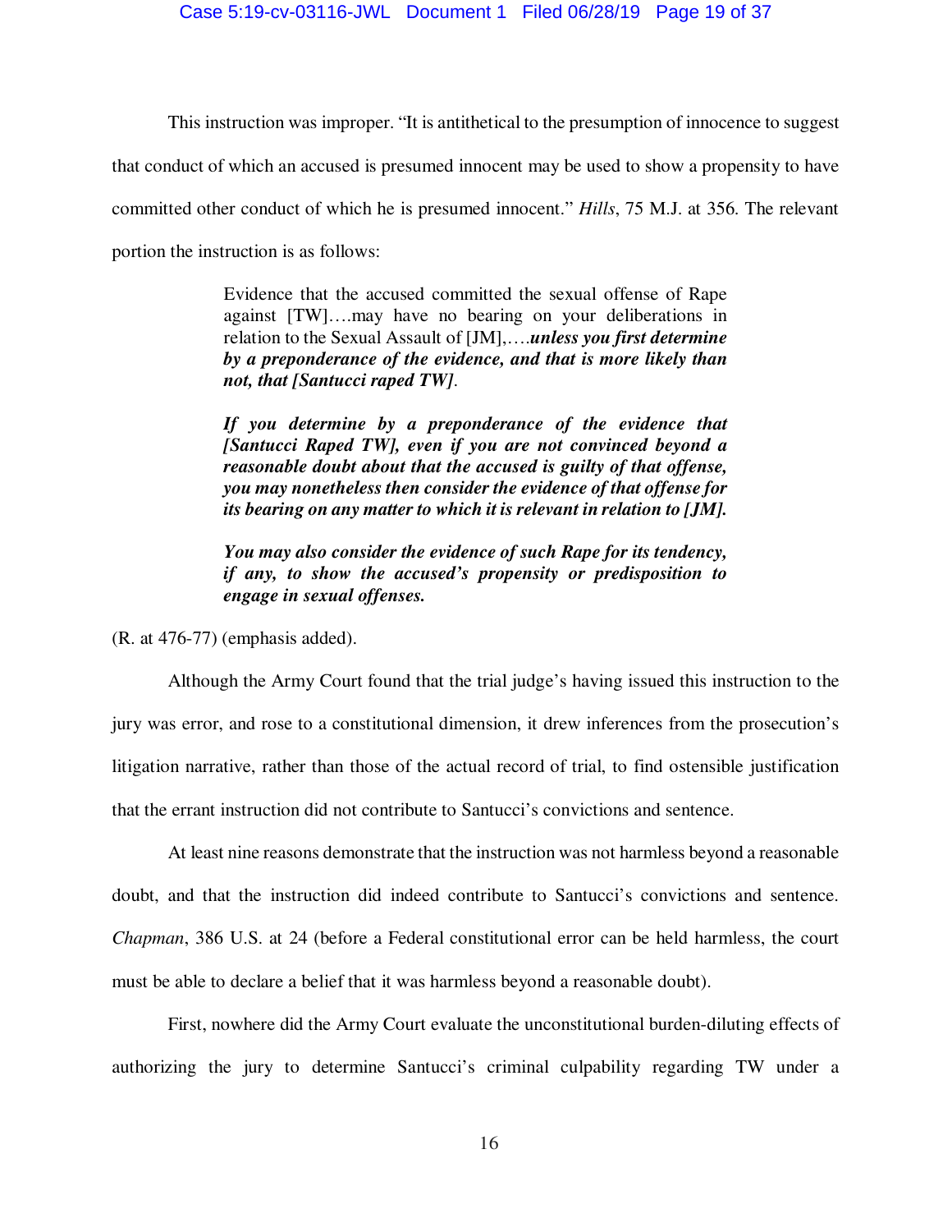This instruction was improper. "It is antithetical to the presumption of innocence to suggest that conduct of which an accused is presumed innocent may be used to show a propensity to have committed other conduct of which he is presumed innocent." *Hills*, 75 M.J. at 356. The relevant portion the instruction is as follows:

> Evidence that the accused committed the sexual offense of Rape against [TW]….may have no bearing on your deliberations in relation to the Sexual Assault of [JM],….*__unless you first determine by a preponderance of the evidence, and that is more likely than not, that [Santucci raped TW]__*.
>
> *__If you determine by a preponderance of the evidence that [Santucci Raped TW], even if you are not convinced beyond a reasonable doubt about that the accused is guilty of that offense, you may nonetheless then consider the evidence of that offense for its bearing on any matter to which it is relevant in relation to [JM].__*
>
> *__You may also consider the evidence of such Rape for its tendency, if any, to show the accused's propensity or predisposition to engage in sexual offenses.__*

(R. at 476-77) (emphasis added).

Although the Army Court found that the trial judge's having issued this instruction to the jury was error, and rose to a constitutional dimension, it drew inferences from the prosecution's litigation narrative, rather than those of the actual record of trial, to find ostensible justification that the errant instruction did not contribute to Santucci's convictions and sentence.

At least nine reasons demonstrate that the instruction was not harmless beyond a reasonable doubt, and that the instruction did indeed contribute to Santucci's convictions and sentence. *Chapman*, 386 U.S. at 24 (before a Federal constitutional error can be held harmless, the court must be able to declare a belief that it was harmless beyond a reasonable doubt).

First, nowhere did the Army Court evaluate the unconstitutional burden-diluting effects of authorizing the jury to determine Santucci's criminal culpability regarding TW under a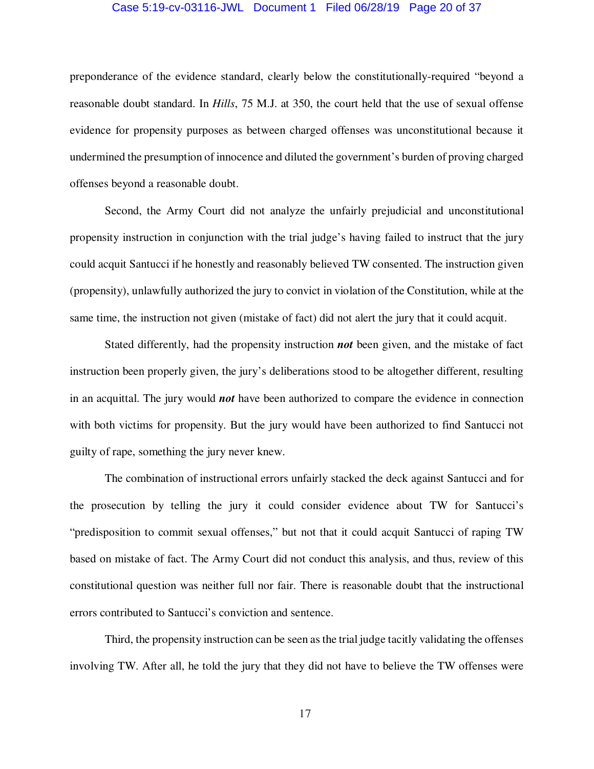preponderance of the evidence standard, clearly below the constitutionally-required "beyond a reasonable doubt standard. In *Hills*, 75 M.J. at 350, the court held that the use of sexual offense evidence for propensity purposes as between charged offenses was unconstitutional because it undermined the presumption of innocence and diluted the government's burden of proving charged offenses beyond a reasonable doubt.

Second, the Army Court did not analyze the unfairly prejudicial and unconstitutional propensity instruction in conjunction with the trial judge's having failed to instruct that the jury could acquit Santucci if he honestly and reasonably believed TW consented. The instruction given (propensity), unlawfully authorized the jury to convict in violation of the Constitution, while at the same time, the instruction not given (mistake of fact) did not alert the jury that it could acquit.

Stated differently, had the propensity instruction ***not*** been given, and the mistake of fact instruction been properly given, the jury's deliberations stood to be altogether different, resulting in an acquittal. The jury would ***not*** have been authorized to compare the evidence in connection with both victims for propensity. But the jury would have been authorized to find Santucci not guilty of rape, something the jury never knew.

The combination of instructional errors unfairly stacked the deck against Santucci and for the prosecution by telling the jury it could consider evidence about TW for Santucci's "predisposition to commit sexual offenses," but not that it could acquit Santucci of raping TW based on mistake of fact. The Army Court did not conduct this analysis, and thus, review of this constitutional question was neither full nor fair. There is reasonable doubt that the instructional errors contributed to Santucci's conviction and sentence.

Third, the propensity instruction can be seen as the trial judge tacitly validating the offenses involving TW. After all, he told the jury that they did not have to believe the TW offenses were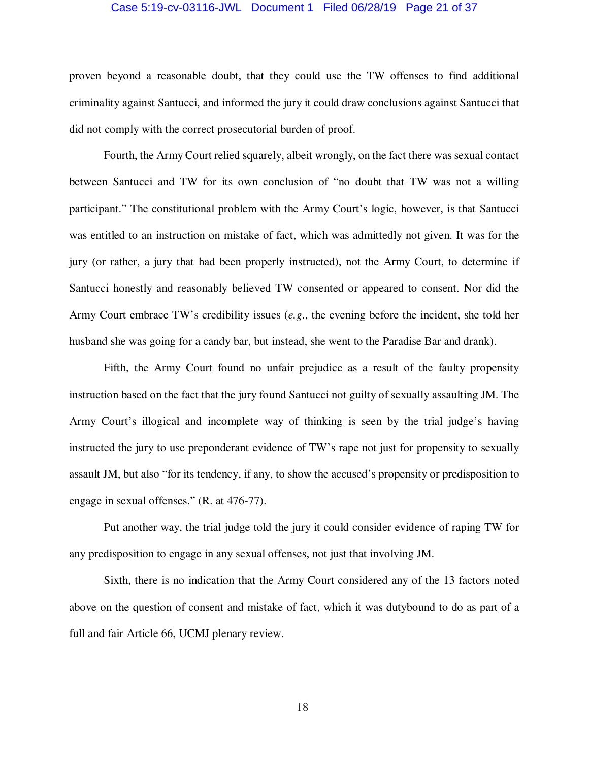proven beyond a reasonable doubt, that they could use the TW offenses to find additional criminality against Santucci, and informed the jury it could draw conclusions against Santucci that did not comply with the correct prosecutorial burden of proof.

Fourth, the Army Court relied squarely, albeit wrongly, on the fact there was sexual contact between Santucci and TW for its own conclusion of "no doubt that TW was not a willing participant." The constitutional problem with the Army Court's logic, however, is that Santucci was entitled to an instruction on mistake of fact, which was admittedly not given. It was for the jury (or rather, a jury that had been properly instructed), not the Army Court, to determine if Santucci honestly and reasonably believed TW consented or appeared to consent. Nor did the Army Court embrace TW's credibility issues (*e.g.*, the evening before the incident, she told her husband she was going for a candy bar, but instead, she went to the Paradise Bar and drank).

Fifth, the Army Court found no unfair prejudice as a result of the faulty propensity instruction based on the fact that the jury found Santucci not guilty of sexually assaulting JM. The Army Court's illogical and incomplete way of thinking is seen by the trial judge's having instructed the jury to use preponderant evidence of TW's rape not just for propensity to sexually assault JM, but also "for its tendency, if any, to show the accused's propensity or predisposition to engage in sexual offenses." (R. at 476-77).

Put another way, the trial judge told the jury it could consider evidence of raping TW for any predisposition to engage in any sexual offenses, not just that involving JM.

Sixth, there is no indication that the Army Court considered any of the 13 factors noted above on the question of consent and mistake of fact, which it was dutybound to do as part of a full and fair Article 66, UCMJ plenary review.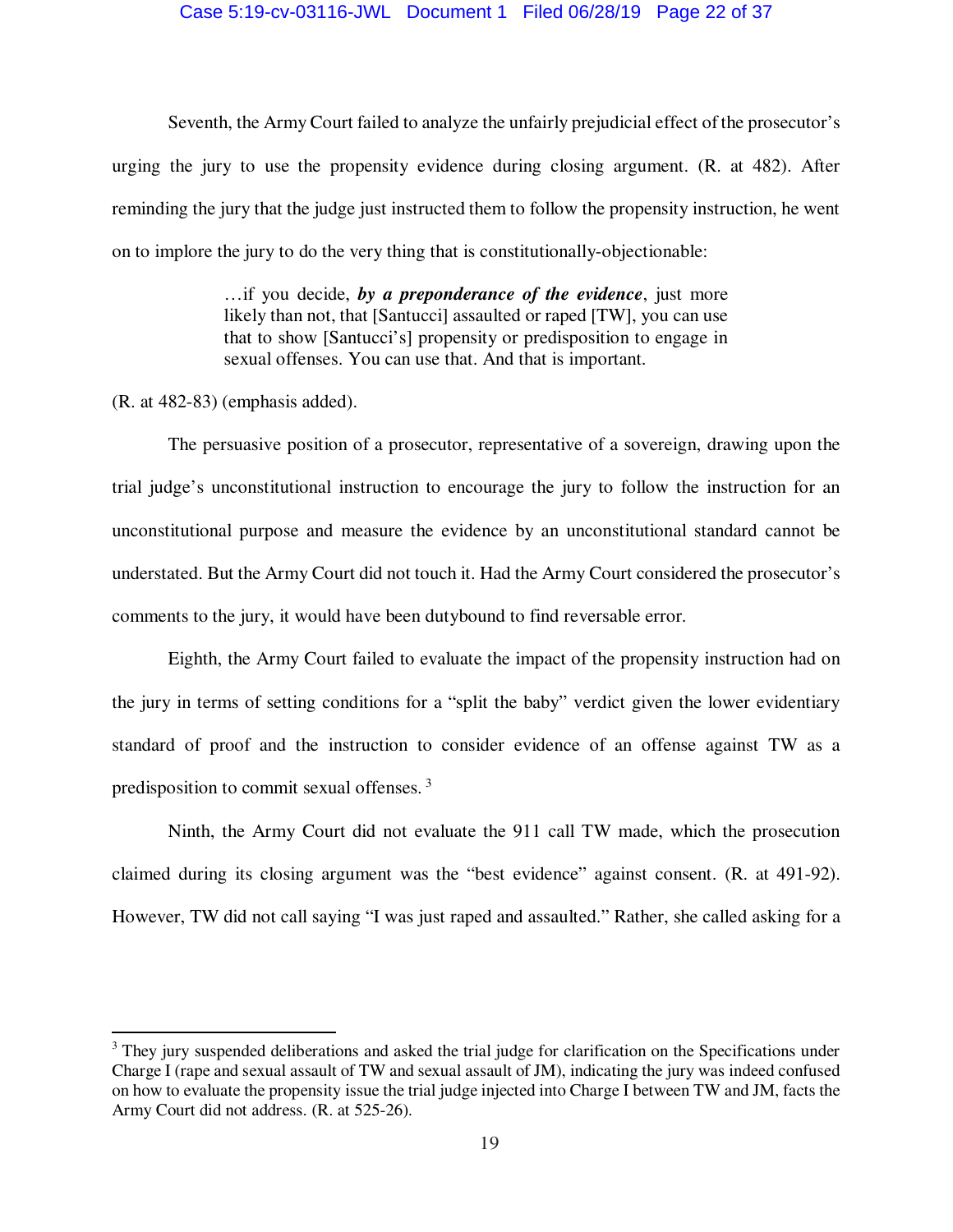Seventh, the Army Court failed to analyze the unfairly prejudicial effect of the prosecutor's urging the jury to use the propensity evidence during closing argument. (R. at 482). After reminding the jury that the judge just instructed them to follow the propensity instruction, he went on to implore the jury to do the very thing that is constitutionally-objectionable:

> …if you decide, ***by a preponderance of the evidence***, just more likely than not, that [Santucci] assaulted or raped [TW], you can use that to show [Santucci's] propensity or predisposition to engage in sexual offenses. You can use that. And that is important.

(R. at 482-83) (emphasis added).

The persuasive position of a prosecutor, representative of a sovereign, drawing upon the trial judge's unconstitutional instruction to encourage the jury to follow the instruction for an unconstitutional purpose and measure the evidence by an unconstitutional standard cannot be understated. But the Army Court did not touch it. Had the Army Court considered the prosecutor's comments to the jury, it would have been dutybound to find reversable error.

Eighth, the Army Court failed to evaluate the impact of the propensity instruction had on the jury in terms of setting conditions for a "split the baby" verdict given the lower evidentiary standard of proof and the instruction to consider evidence of an offense against TW as a predisposition to commit sexual offenses. [3]

Ninth, the Army Court did not evaluate the 911 call TW made, which the prosecution claimed during its closing argument was the "best evidence" against consent. (R. at 491-92). However, TW did not call saying "I was just raped and assaulted." Rather, she called asking for a

---

[3] They jury suspended deliberations and asked the trial judge for clarification on the Specifications under Charge I (rape and sexual assault of TW and sexual assault of JM), indicating the jury was indeed confused on how to evaluate the propensity issue the trial judge injected into Charge I between TW and JM, facts the Army Court did not address. (R. at 525-26).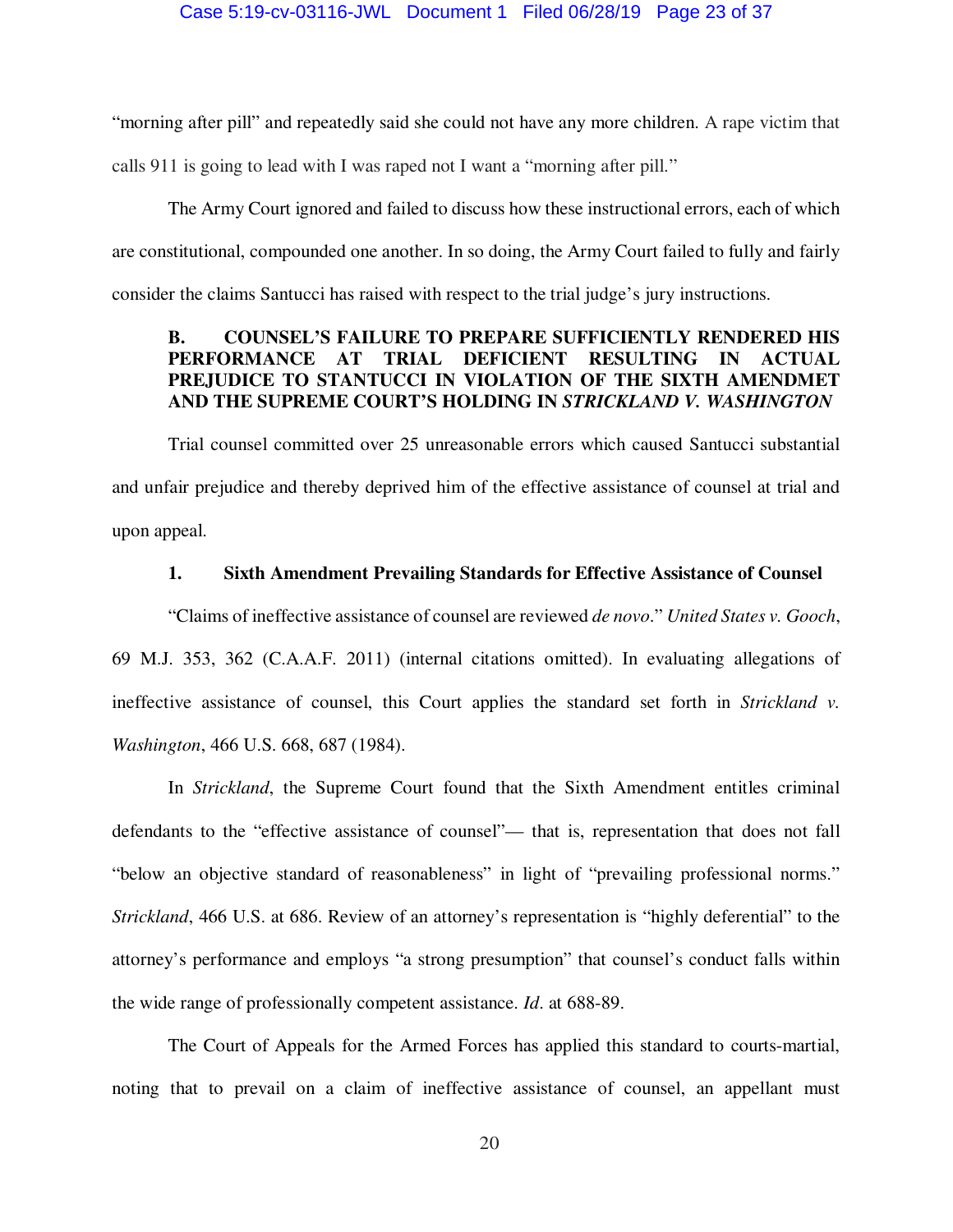"morning after pill" and repeatedly said she could not have any more children. A rape victim that calls 911 is going to lead with I was raped not I want a "morning after pill."

The Army Court ignored and failed to discuss how these instructional errors, each of which are constitutional, compounded one another. In so doing, the Army Court failed to fully and fairly consider the claims Santucci has raised with respect to the trial judge's jury instructions.

### B. COUNSEL'S FAILURE TO PREPARE SUFFICIENTLY RENDERED HIS PERFORMANCE AT TRIAL DEFICIENT RESULTING IN ACTUAL PREJUDICE TO STANTUCCI IN VIOLATION OF THE SIXTH AMENDMET AND THE SUPREME COURT'S HOLDING IN *STRICKLAND V. WASHINGTON*

Trial counsel committed over 25 unreasonable errors which caused Santucci substantial and unfair prejudice and thereby deprived him of the effective assistance of counsel at trial and upon appeal.

#### 1. Sixth Amendment Prevailing Standards for Effective Assistance of Counsel

"Claims of ineffective assistance of counsel are reviewed *de novo*." *United States v. Gooch*, 69 M.J. 353, 362 (C.A.A.F. 2011) (internal citations omitted). In evaluating allegations of ineffective assistance of counsel, this Court applies the standard set forth in *Strickland v. Washington*, 466 U.S. 668, 687 (1984).

In *Strickland*, the Supreme Court found that the Sixth Amendment entitles criminal defendants to the "effective assistance of counsel"— that is, representation that does not fall "below an objective standard of reasonableness" in light of "prevailing professional norms." *Strickland*, 466 U.S. at 686. Review of an attorney's representation is "highly deferential" to the attorney's performance and employs "a strong presumption" that counsel's conduct falls within the wide range of professionally competent assistance. *Id*. at 688-89.

The Court of Appeals for the Armed Forces has applied this standard to courts-martial, noting that to prevail on a claim of ineffective assistance of counsel, an appellant must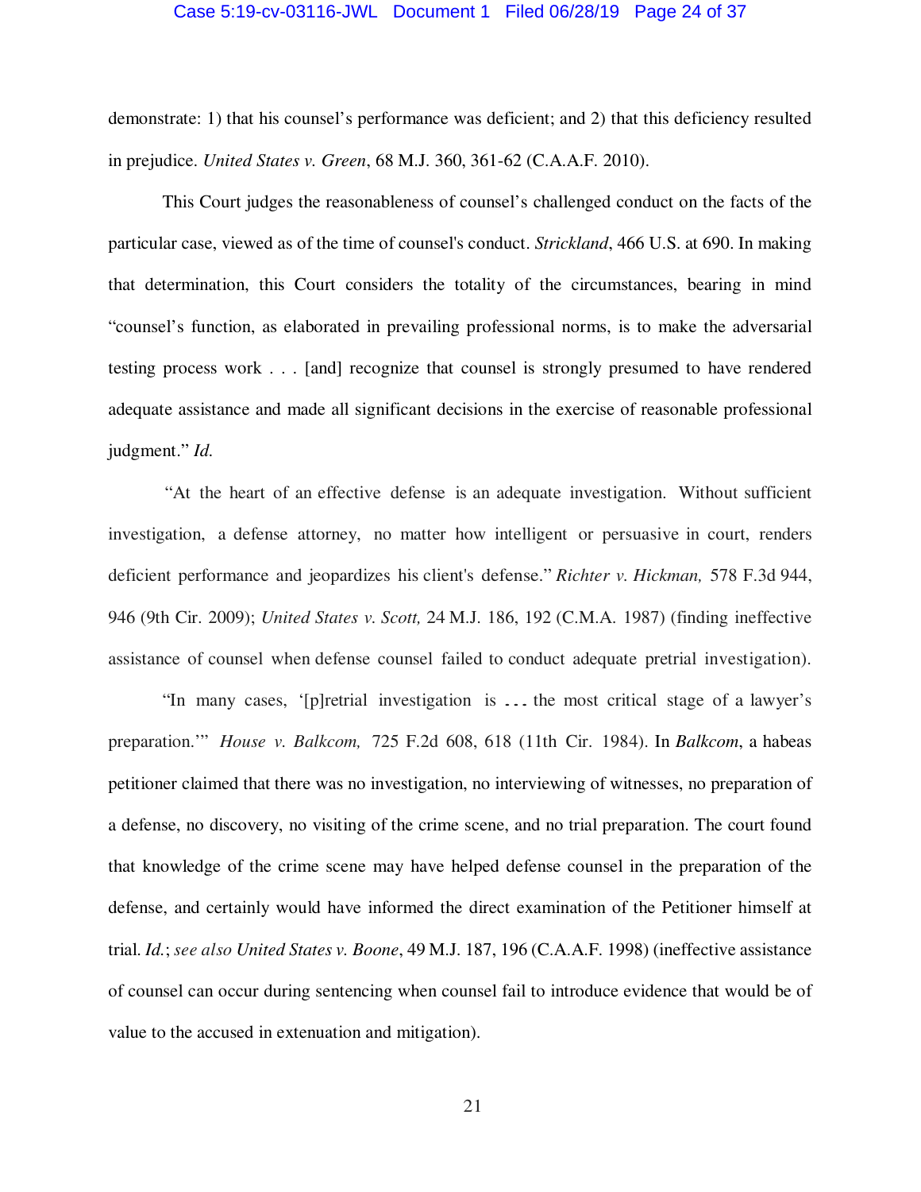demonstrate: 1) that his counsel's performance was deficient; and 2) that this deficiency resulted in prejudice. *United States v. Green*, 68 M.J. 360, 361-62 (C.A.A.F. 2010).

This Court judges the reasonableness of counsel's challenged conduct on the facts of the particular case, viewed as of the time of counsel's conduct. *Strickland*, 466 U.S. at 690. In making that determination, this Court considers the totality of the circumstances, bearing in mind "counsel's function, as elaborated in prevailing professional norms, is to make the adversarial testing process work . . . [and] recognize that counsel is strongly presumed to have rendered adequate assistance and made all significant decisions in the exercise of reasonable professional judgment." *Id.*

"At the heart of an effective defense is an adequate investigation. Without sufficient investigation, a defense attorney, no matter how intelligent or persuasive in court, renders deficient performance and jeopardizes his client's defense." *Richter v. Hickman,* 578 F.3d 944, 946 (9th Cir. 2009); *United States v. Scott,* 24 M.J. 186, 192 (C.M.A. 1987) (finding ineffective assistance of counsel when defense counsel failed to conduct adequate pretrial investigation).

"In many cases, '[p]retrial investigation is . . . the most critical stage of a lawyer's preparation.'" *House v. Balkcom,* 725 F.2d 608, 618 (11th Cir. 1984). In *Balkcom*, a habeas petitioner claimed that there was no investigation, no interviewing of witnesses, no preparation of a defense, no discovery, no visiting of the crime scene, and no trial preparation. The court found that knowledge of the crime scene may have helped defense counsel in the preparation of the defense, and certainly would have informed the direct examination of the Petitioner himself at trial. *Id.*; *see also United States v. Boone*, 49 M.J. 187, 196 (C.A.A.F. 1998) (ineffective assistance of counsel can occur during sentencing when counsel fail to introduce evidence that would be of value to the accused in extenuation and mitigation).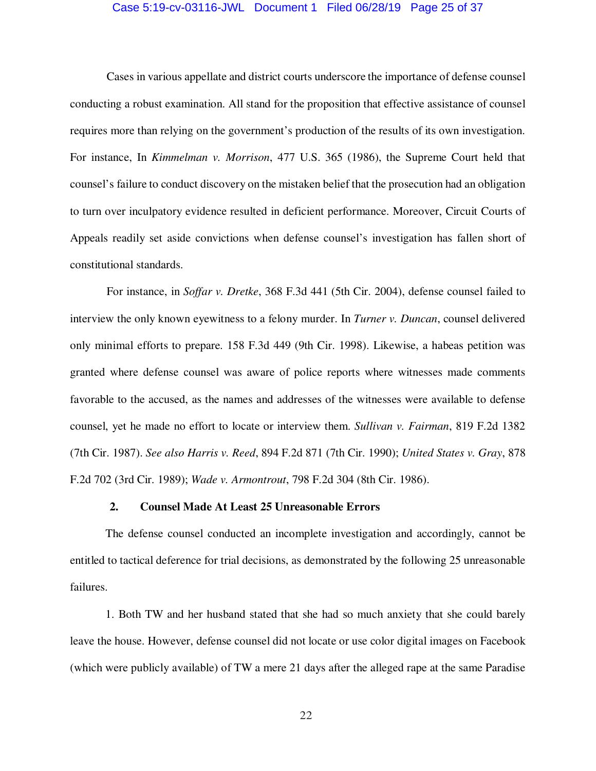Cases in various appellate and district courts underscore the importance of defense counsel conducting a robust examination. All stand for the proposition that effective assistance of counsel requires more than relying on the government's production of the results of its own investigation. For instance, In *Kimmelman v. Morrison*, 477 U.S. 365 (1986), the Supreme Court held that counsel's failure to conduct discovery on the mistaken belief that the prosecution had an obligation to turn over inculpatory evidence resulted in deficient performance. Moreover, Circuit Courts of Appeals readily set aside convictions when defense counsel's investigation has fallen short of constitutional standards.

For instance, in *Soffar v. Dretke*, 368 F.3d 441 (5th Cir. 2004), defense counsel failed to interview the only known eyewitness to a felony murder. In *Turner v. Duncan*, counsel delivered only minimal efforts to prepare. 158 F.3d 449 (9th Cir. 1998). Likewise, a habeas petition was granted where defense counsel was aware of police reports where witnesses made comments favorable to the accused, as the names and addresses of the witnesses were available to defense counsel, yet he made no effort to locate or interview them. *Sullivan v. Fairman*, 819 F.2d 1382 (7th Cir. 1987). *See also Harris v. Reed*, 894 F.2d 871 (7th Cir. 1990); *United States v. Gray*, 878 F.2d 702 (3rd Cir. 1989); *Wade v. Armontrout*, 798 F.2d 304 (8th Cir. 1986).

### 2. Counsel Made At Least 25 Unreasonable Errors

The defense counsel conducted an incomplete investigation and accordingly, cannot be entitled to tactical deference for trial decisions, as demonstrated by the following 25 unreasonable failures.

1. Both TW and her husband stated that she had so much anxiety that she could barely leave the house. However, defense counsel did not locate or use color digital images on Facebook (which were publicly available) of TW a mere 21 days after the alleged rape at the same Paradise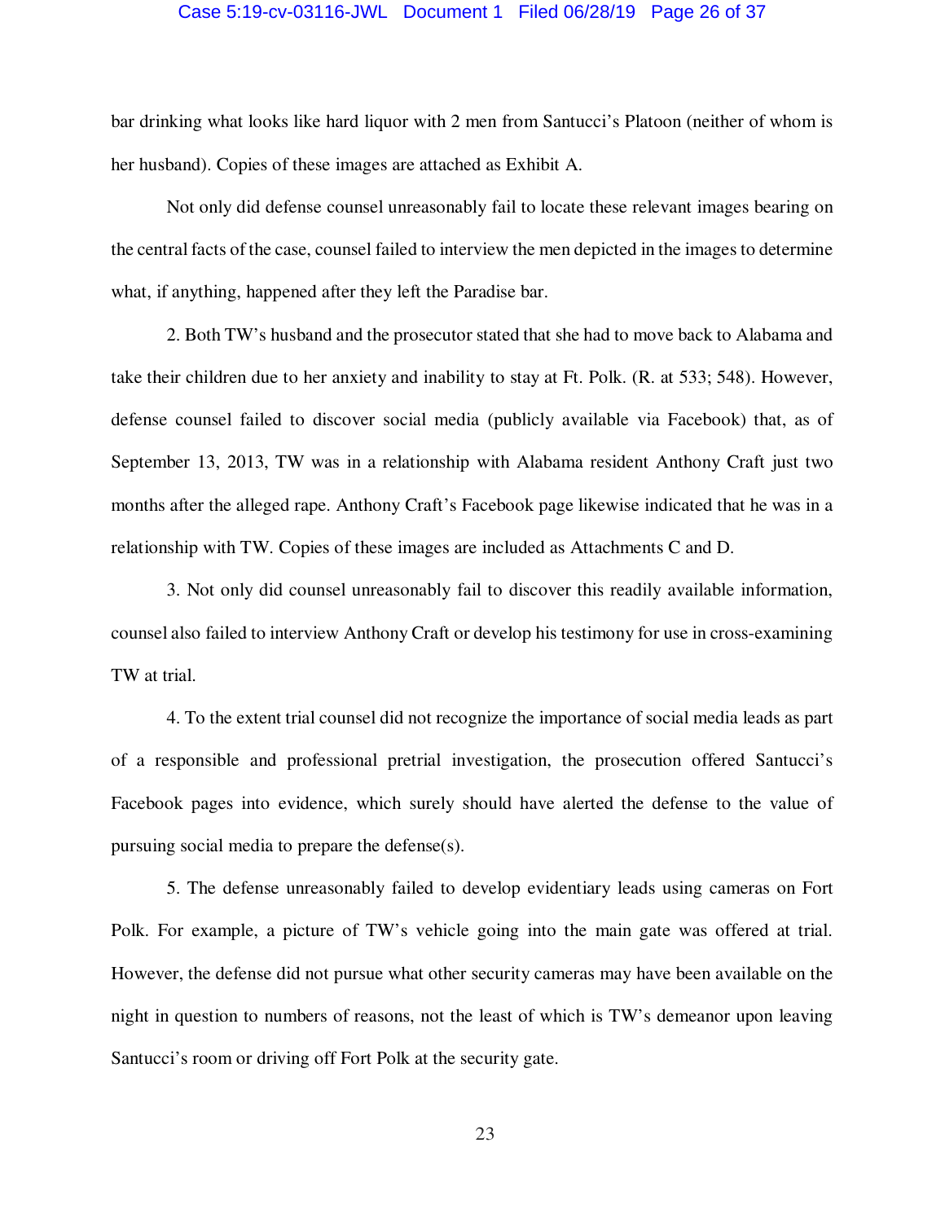bar drinking what looks like hard liquor with 2 men from Santucci's Platoon (neither of whom is her husband). Copies of these images are attached as Exhibit A.

Not only did defense counsel unreasonably fail to locate these relevant images bearing on the central facts of the case, counsel failed to interview the men depicted in the images to determine what, if anything, happened after they left the Paradise bar.

2. Both TW's husband and the prosecutor stated that she had to move back to Alabama and take their children due to her anxiety and inability to stay at Ft. Polk. (R. at 533; 548). However, defense counsel failed to discover social media (publicly available via Facebook) that, as of September 13, 2013, TW was in a relationship with Alabama resident Anthony Craft just two months after the alleged rape. Anthony Craft's Facebook page likewise indicated that he was in a relationship with TW. Copies of these images are included as Attachments C and D.

3. Not only did counsel unreasonably fail to discover this readily available information, counsel also failed to interview Anthony Craft or develop his testimony for use in cross-examining TW at trial.

4. To the extent trial counsel did not recognize the importance of social media leads as part of a responsible and professional pretrial investigation, the prosecution offered Santucci's Facebook pages into evidence, which surely should have alerted the defense to the value of pursuing social media to prepare the defense(s).

5. The defense unreasonably failed to develop evidentiary leads using cameras on Fort Polk. For example, a picture of TW's vehicle going into the main gate was offered at trial. However, the defense did not pursue what other security cameras may have been available on the night in question to numbers of reasons, not the least of which is TW's demeanor upon leaving Santucci's room or driving off Fort Polk at the security gate.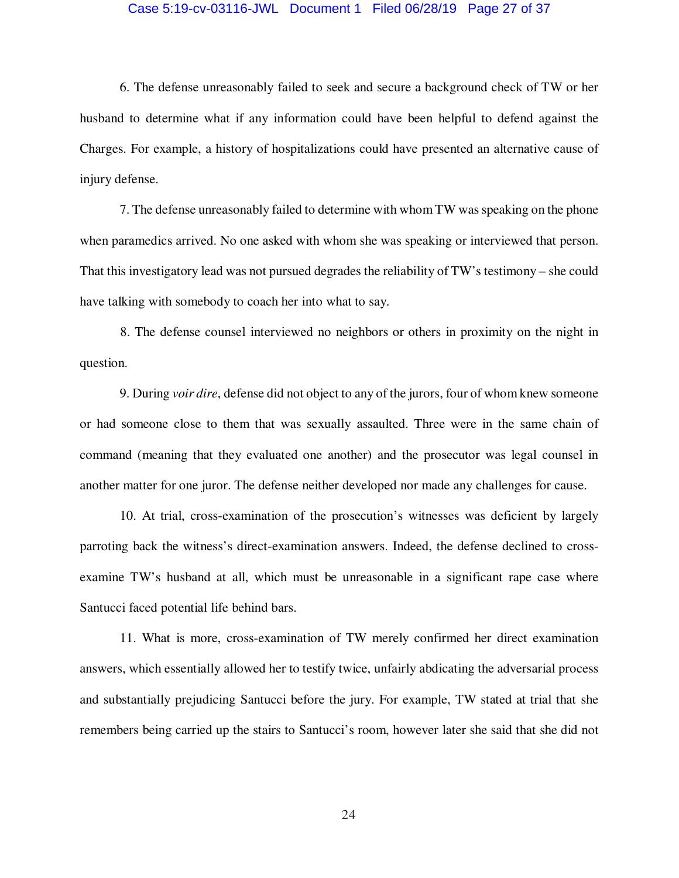6. The defense unreasonably failed to seek and secure a background check of TW or her husband to determine what if any information could have been helpful to defend against the Charges. For example, a history of hospitalizations could have presented an alternative cause of injury defense.

7. The defense unreasonably failed to determine with whom TW was speaking on the phone when paramedics arrived. No one asked with whom she was speaking or interviewed that person. That this investigatory lead was not pursued degrades the reliability of TW's testimony – she could have talking with somebody to coach her into what to say.

8. The defense counsel interviewed no neighbors or others in proximity on the night in question.

9. During *voir dire*, defense did not object to any of the jurors, four of whom knew someone or had someone close to them that was sexually assaulted. Three were in the same chain of command (meaning that they evaluated one another) and the prosecutor was legal counsel in another matter for one juror. The defense neither developed nor made any challenges for cause.

10. At trial, cross-examination of the prosecution's witnesses was deficient by largely parroting back the witness's direct-examination answers. Indeed, the defense declined to cross-examine TW's husband at all, which must be unreasonable in a significant rape case where Santucci faced potential life behind bars.

11. What is more, cross-examination of TW merely confirmed her direct examination answers, which essentially allowed her to testify twice, unfairly abdicating the adversarial process and substantially prejudicing Santucci before the jury. For example, TW stated at trial that she remembers being carried up the stairs to Santucci's room, however later she said that she did not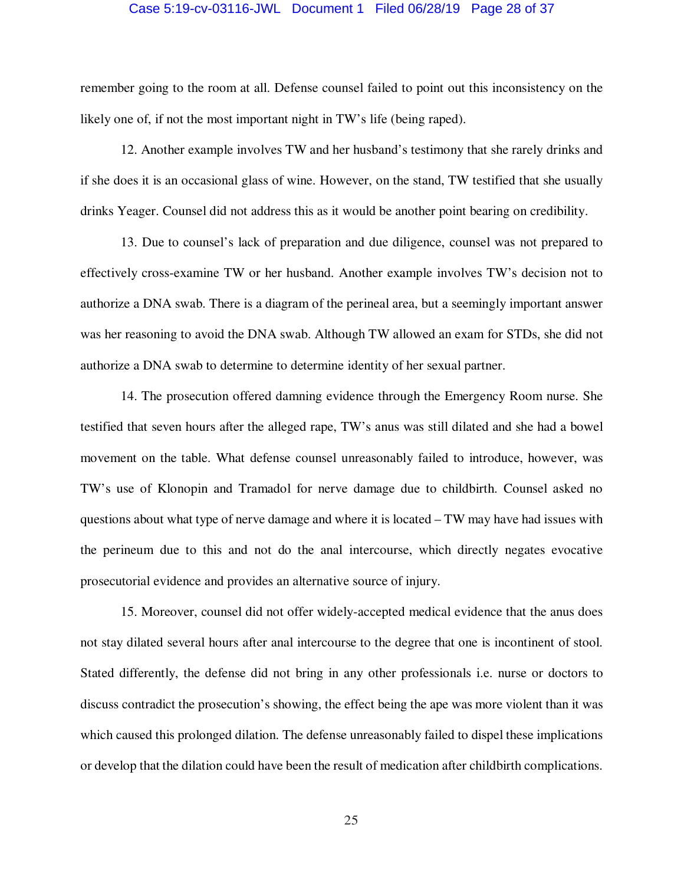remember going to the room at all. Defense counsel failed to point out this inconsistency on the likely one of, if not the most important night in TW's life (being raped).

12. Another example involves TW and her husband's testimony that she rarely drinks and if she does it is an occasional glass of wine. However, on the stand, TW testified that she usually drinks Yeager. Counsel did not address this as it would be another point bearing on credibility.

13. Due to counsel's lack of preparation and due diligence, counsel was not prepared to effectively cross-examine TW or her husband. Another example involves TW's decision not to authorize a DNA swab. There is a diagram of the perineal area, but a seemingly important answer was her reasoning to avoid the DNA swab. Although TW allowed an exam for STDs, she did not authorize a DNA swab to determine to determine identity of her sexual partner.

14. The prosecution offered damning evidence through the Emergency Room nurse. She testified that seven hours after the alleged rape, TW's anus was still dilated and she had a bowel movement on the table. What defense counsel unreasonably failed to introduce, however, was TW's use of Klonopin and Tramadol for nerve damage due to childbirth. Counsel asked no questions about what type of nerve damage and where it is located – TW may have had issues with the perineum due to this and not do the anal intercourse, which directly negates evocative prosecutorial evidence and provides an alternative source of injury.

15. Moreover, counsel did not offer widely-accepted medical evidence that the anus does not stay dilated several hours after anal intercourse to the degree that one is incontinent of stool. Stated differently, the defense did not bring in any other professionals i.e. nurse or doctors to discuss contradict the prosecution's showing, the effect being the ape was more violent than it was which caused this prolonged dilation. The defense unreasonably failed to dispel these implications or develop that the dilation could have been the result of medication after childbirth complications.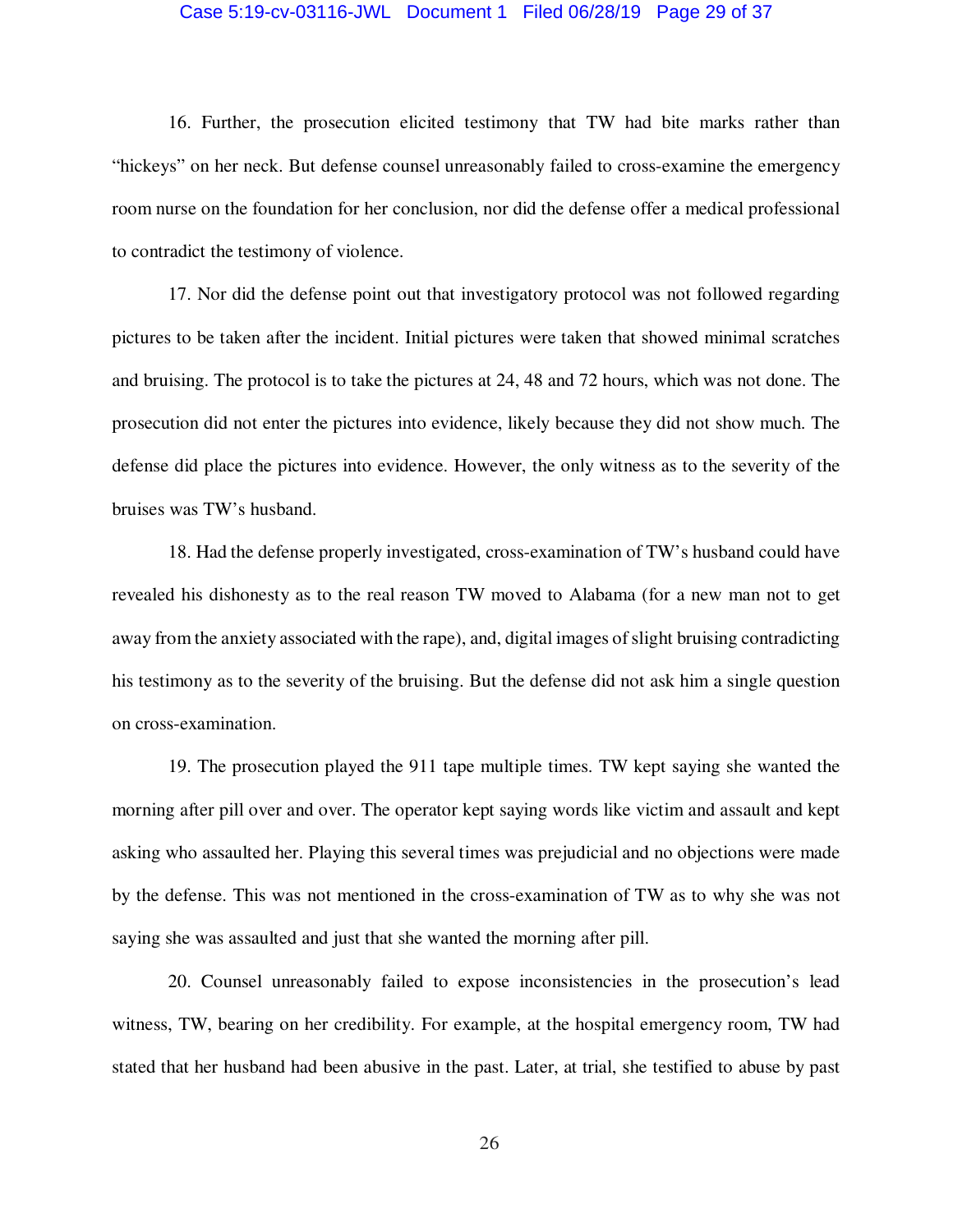16. Further, the prosecution elicited testimony that TW had bite marks rather than "hickeys" on her neck. But defense counsel unreasonably failed to cross-examine the emergency room nurse on the foundation for her conclusion, nor did the defense offer a medical professional to contradict the testimony of violence.

17. Nor did the defense point out that investigatory protocol was not followed regarding pictures to be taken after the incident. Initial pictures were taken that showed minimal scratches and bruising. The protocol is to take the pictures at 24, 48 and 72 hours, which was not done. The prosecution did not enter the pictures into evidence, likely because they did not show much. The defense did place the pictures into evidence. However, the only witness as to the severity of the bruises was TW's husband.

18. Had the defense properly investigated, cross-examination of TW's husband could have revealed his dishonesty as to the real reason TW moved to Alabama (for a new man not to get away from the anxiety associated with the rape), and, digital images of slight bruising contradicting his testimony as to the severity of the bruising. But the defense did not ask him a single question on cross-examination.

19. The prosecution played the 911 tape multiple times. TW kept saying she wanted the morning after pill over and over. The operator kept saying words like victim and assault and kept asking who assaulted her. Playing this several times was prejudicial and no objections were made by the defense. This was not mentioned in the cross-examination of TW as to why she was not saying she was assaulted and just that she wanted the morning after pill.

20. Counsel unreasonably failed to expose inconsistencies in the prosecution's lead witness, TW, bearing on her credibility. For example, at the hospital emergency room, TW had stated that her husband had been abusive in the past. Later, at trial, she testified to abuse by past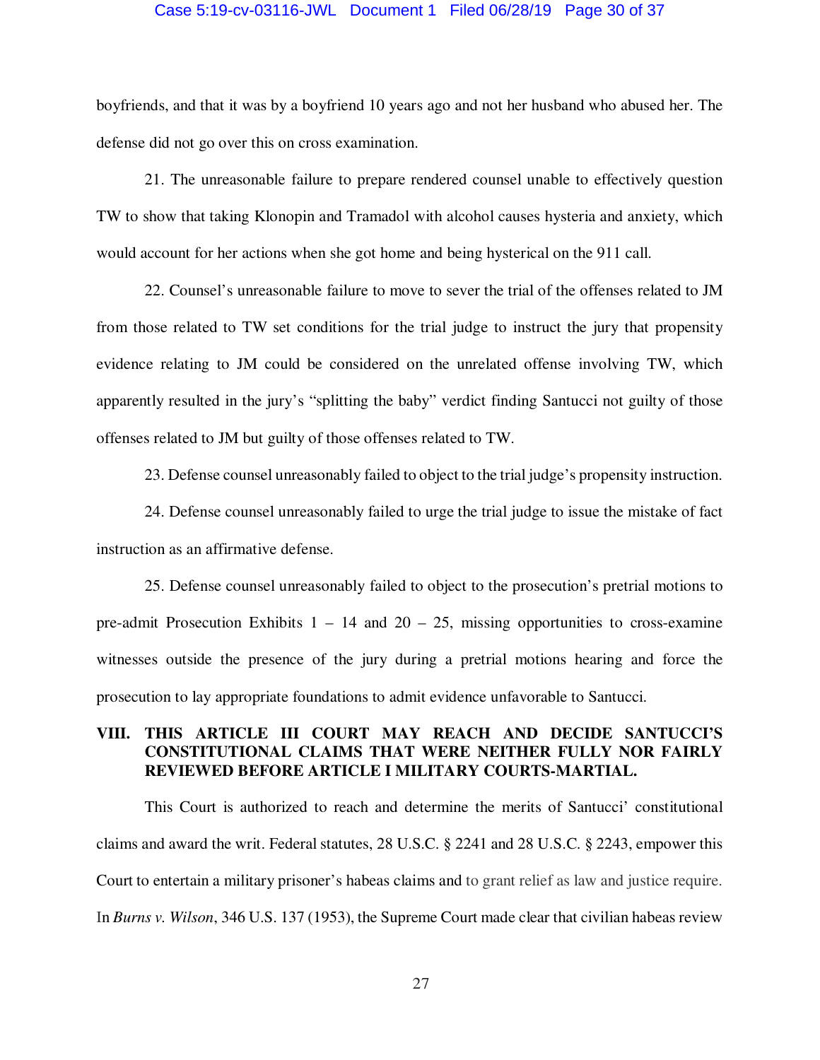boyfriends, and that it was by a boyfriend 10 years ago and not her husband who abused her. The defense did not go over this on cross examination.

21. The unreasonable failure to prepare rendered counsel unable to effectively question TW to show that taking Klonopin and Tramadol with alcohol causes hysteria and anxiety, which would account for her actions when she got home and being hysterical on the 911 call.

22. Counsel's unreasonable failure to move to sever the trial of the offenses related to JM from those related to TW set conditions for the trial judge to instruct the jury that propensity evidence relating to JM could be considered on the unrelated offense involving TW, which apparently resulted in the jury's "splitting the baby" verdict finding Santucci not guilty of those offenses related to JM but guilty of those offenses related to TW.

23. Defense counsel unreasonably failed to object to the trial judge's propensity instruction.

24. Defense counsel unreasonably failed to urge the trial judge to issue the mistake of fact instruction as an affirmative defense.

25. Defense counsel unreasonably failed to object to the prosecution's pretrial motions to pre-admit Prosecution Exhibits 1 – 14 and 20 – 25, missing opportunities to cross-examine witnesses outside the presence of the jury during a pretrial motions hearing and force the prosecution to lay appropriate foundations to admit evidence unfavorable to Santucci.

## VIII. THIS ARTICLE III COURT MAY REACH AND DECIDE SANTUCCI'S CONSTITUTIONAL CLAIMS THAT WERE NEITHER FULLY NOR FAIRLY REVIEWED BEFORE ARTICLE I MILITARY COURTS-MARTIAL.

This Court is authorized to reach and determine the merits of Santucci' constitutional claims and award the writ. Federal statutes, 28 U.S.C. § 2241 and 28 U.S.C. § 2243, empower this Court to entertain a military prisoner's habeas claims and to grant relief as law and justice require. In *Burns v. Wilson*, 346 U.S. 137 (1953), the Supreme Court made clear that civilian habeas review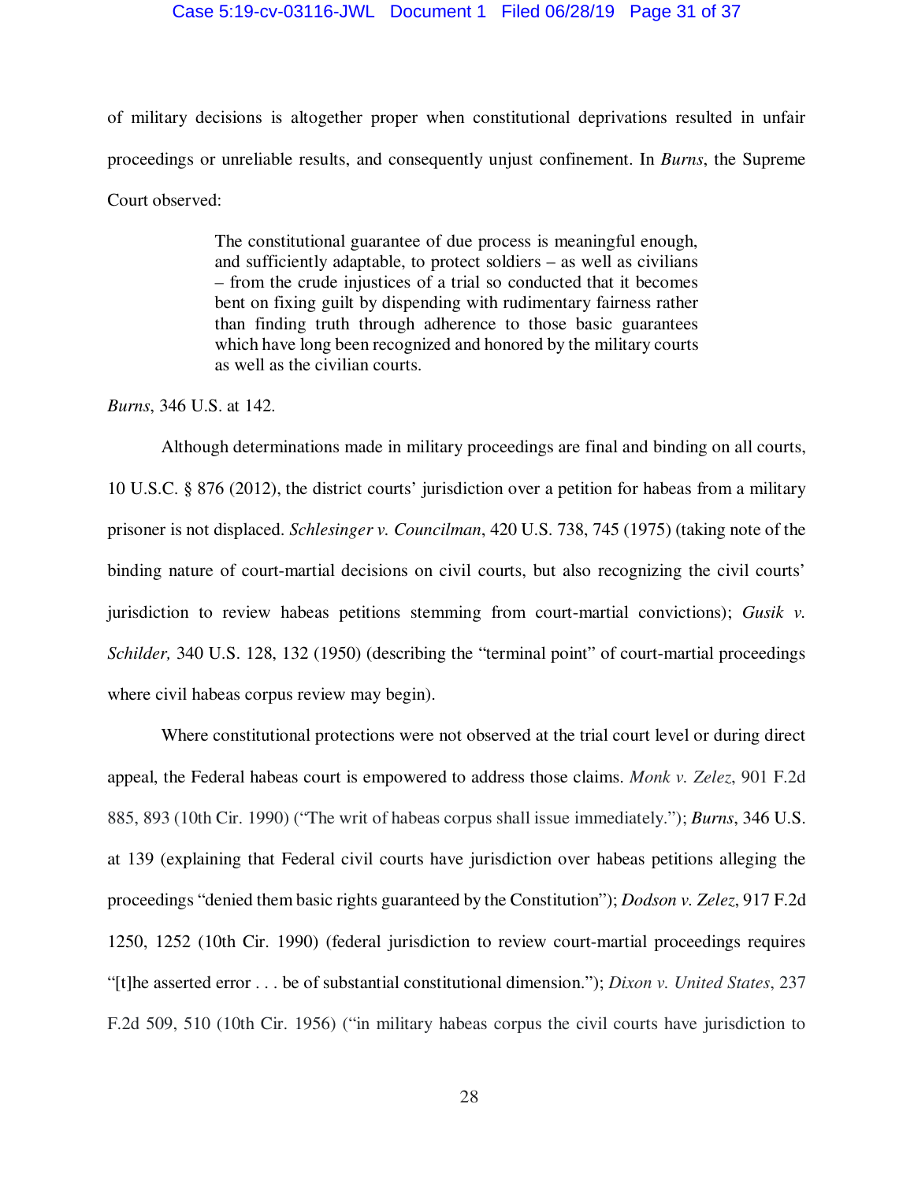of military decisions is altogether proper when constitutional deprivations resulted in unfair proceedings or unreliable results, and consequently unjust confinement. In *Burns*, the Supreme Court observed:

> The constitutional guarantee of due process is meaningful enough, and sufficiently adaptable, to protect soldiers – as well as civilians – from the crude injustices of a trial so conducted that it becomes bent on fixing guilt by dispending with rudimentary fairness rather than finding truth through adherence to those basic guarantees which have long been recognized and honored by the military courts as well as the civilian courts.

*Burns*, 346 U.S. at 142.

Although determinations made in military proceedings are final and binding on all courts, 10 U.S.C. § 876 (2012), the district courts' jurisdiction over a petition for habeas from a military prisoner is not displaced. *Schlesinger v. Councilman*, 420 U.S. 738, 745 (1975) (taking note of the binding nature of court-martial decisions on civil courts, but also recognizing the civil courts' jurisdiction to review habeas petitions stemming from court-martial convictions); *Gusik v. Schilder,* 340 U.S. 128, 132 (1950) (describing the "terminal point" of court-martial proceedings where civil habeas corpus review may begin).

Where constitutional protections were not observed at the trial court level or during direct appeal, the Federal habeas court is empowered to address those claims. *Monk v. Zelez*, 901 F.2d 885, 893 (10th Cir. 1990) ("The writ of habeas corpus shall issue immediately."); *Burns*, 346 U.S. at 139 (explaining that Federal civil courts have jurisdiction over habeas petitions alleging the proceedings "denied them basic rights guaranteed by the Constitution"); *Dodson v. Zelez*, 917 F.2d 1250, 1252 (10th Cir. 1990) (federal jurisdiction to review court-martial proceedings requires "[t]he asserted error . . . be of substantial constitutional dimension."); *Dixon v. United States*, 237 F.2d 509, 510 (10th Cir. 1956) ("in military habeas corpus the civil courts have jurisdiction to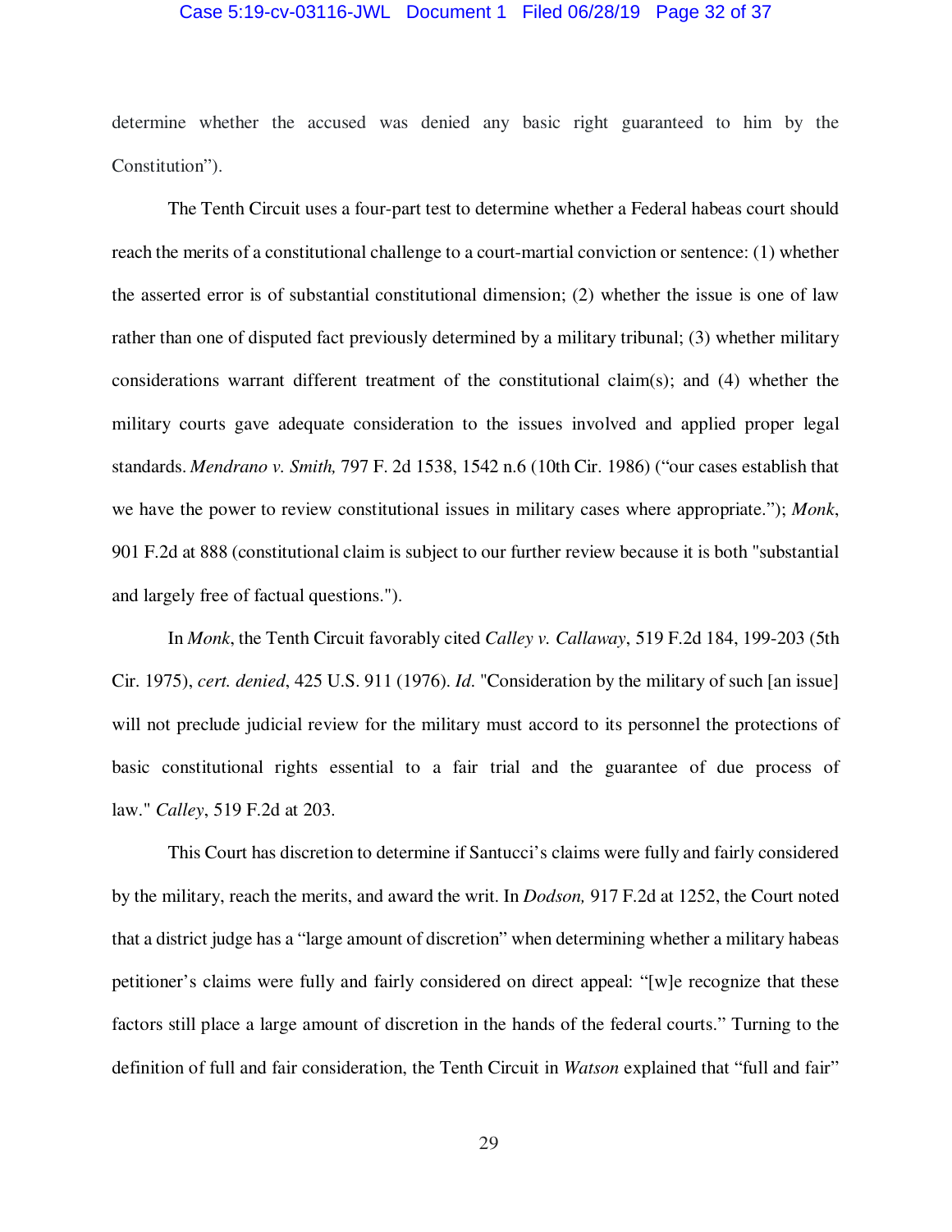determine whether the accused was denied any basic right guaranteed to him by the Constitution").

The Tenth Circuit uses a four-part test to determine whether a Federal habeas court should reach the merits of a constitutional challenge to a court-martial conviction or sentence: (1) whether the asserted error is of substantial constitutional dimension; (2) whether the issue is one of law rather than one of disputed fact previously determined by a military tribunal; (3) whether military considerations warrant different treatment of the constitutional claim(s); and (4) whether the military courts gave adequate consideration to the issues involved and applied proper legal standards. *Mendrano v. Smith,* 797 F. 2d 1538, 1542 n.6 (10th Cir. 1986) ("our cases establish that we have the power to review constitutional issues in military cases where appropriate."); *Monk*, 901 F.2d at 888 (constitutional claim is subject to our further review because it is both "substantial and largely free of factual questions.").

In *Monk*, the Tenth Circuit favorably cited *Calley v. Callaway*, 519 F.2d 184, 199-203 (5th Cir. 1975), *cert. denied*, 425 U.S. 911 (1976). *Id.* "Consideration by the military of such [an issue] will not preclude judicial review for the military must accord to its personnel the protections of basic constitutional rights essential to a fair trial and the guarantee of due process of law." *Calley*, 519 F.2d at 203.

This Court has discretion to determine if Santucci's claims were fully and fairly considered by the military, reach the merits, and award the writ. In *Dodson,* 917 F.2d at 1252, the Court noted that a district judge has a "large amount of discretion" when determining whether a military habeas petitioner's claims were fully and fairly considered on direct appeal: "[w]e recognize that these factors still place a large amount of discretion in the hands of the federal courts." Turning to the definition of full and fair consideration, the Tenth Circuit in *Watson* explained that "full and fair"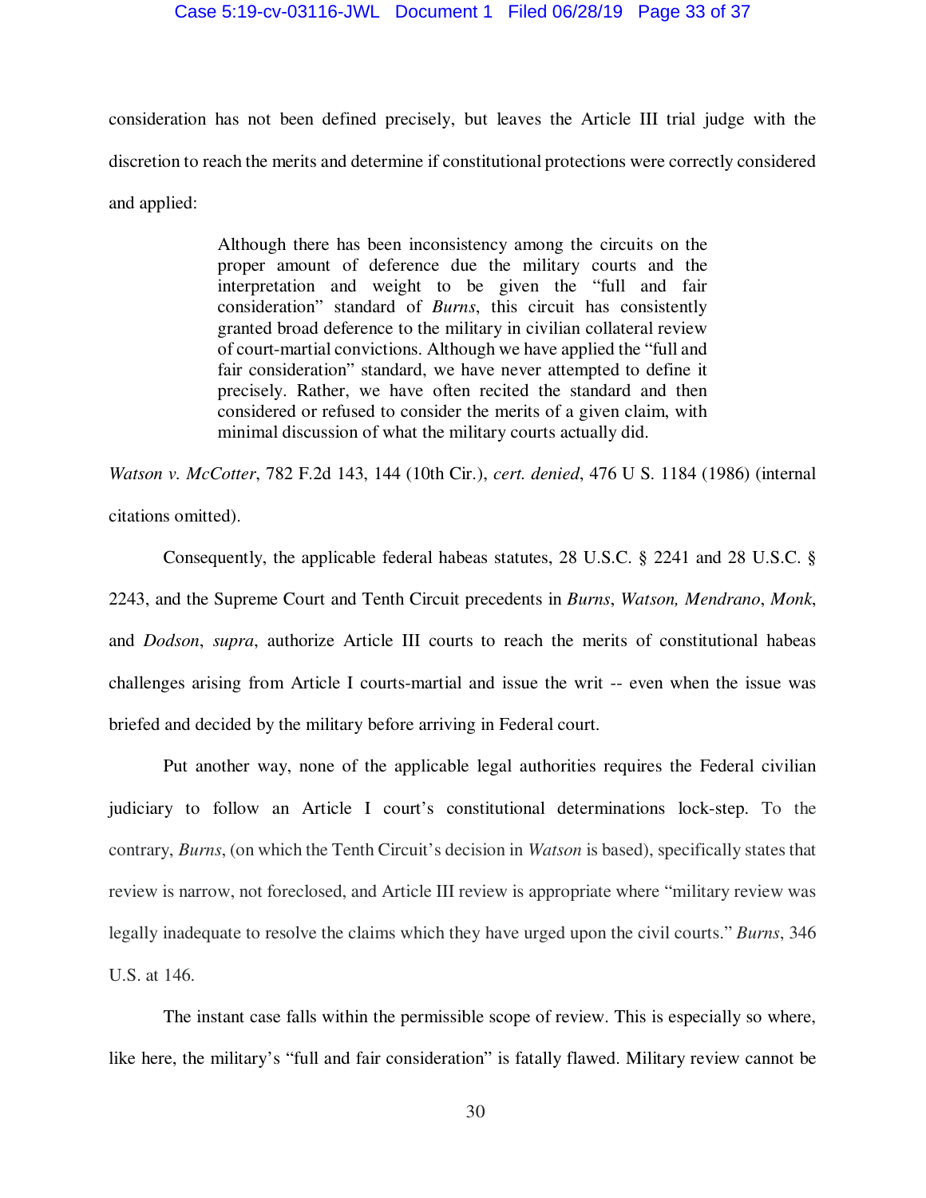consideration has not been defined precisely, but leaves the Article III trial judge with the discretion to reach the merits and determine if constitutional protections were correctly considered and applied:

> Although there has been inconsistency among the circuits on the proper amount of deference due the military courts and the interpretation and weight to be given the "full and fair consideration" standard of *Burns*, this circuit has consistently granted broad deference to the military in civilian collateral review of court-martial convictions. Although we have applied the "full and fair consideration" standard, we have never attempted to define it precisely. Rather, we have often recited the standard and then considered or refused to consider the merits of a given claim, with minimal discussion of what the military courts actually did.

*Watson v. McCotter*, 782 F.2d 143, 144 (10th Cir.), *cert. denied*, 476 U S. 1184 (1986) (internal citations omitted).

Consequently, the applicable federal habeas statutes, 28 U.S.C. § 2241 and 28 U.S.C. § 2243, and the Supreme Court and Tenth Circuit precedents in *Burns*, *Watson, Mendrano*, *Monk*, and *Dodson*, *supra*, authorize Article III courts to reach the merits of constitutional habeas challenges arising from Article I courts-martial and issue the writ -- even when the issue was briefed and decided by the military before arriving in Federal court.

Put another way, none of the applicable legal authorities requires the Federal civilian judiciary to follow an Article I court's constitutional determinations lock-step. To the contrary, *Burns*, (on which the Tenth Circuit's decision in *Watson* is based), specifically states that review is narrow, not foreclosed, and Article III review is appropriate where "military review was legally inadequate to resolve the claims which they have urged upon the civil courts." *Burns*, 346 U.S. at 146.

The instant case falls within the permissible scope of review. This is especially so where, like here, the military's "full and fair consideration" is fatally flawed. Military review cannot be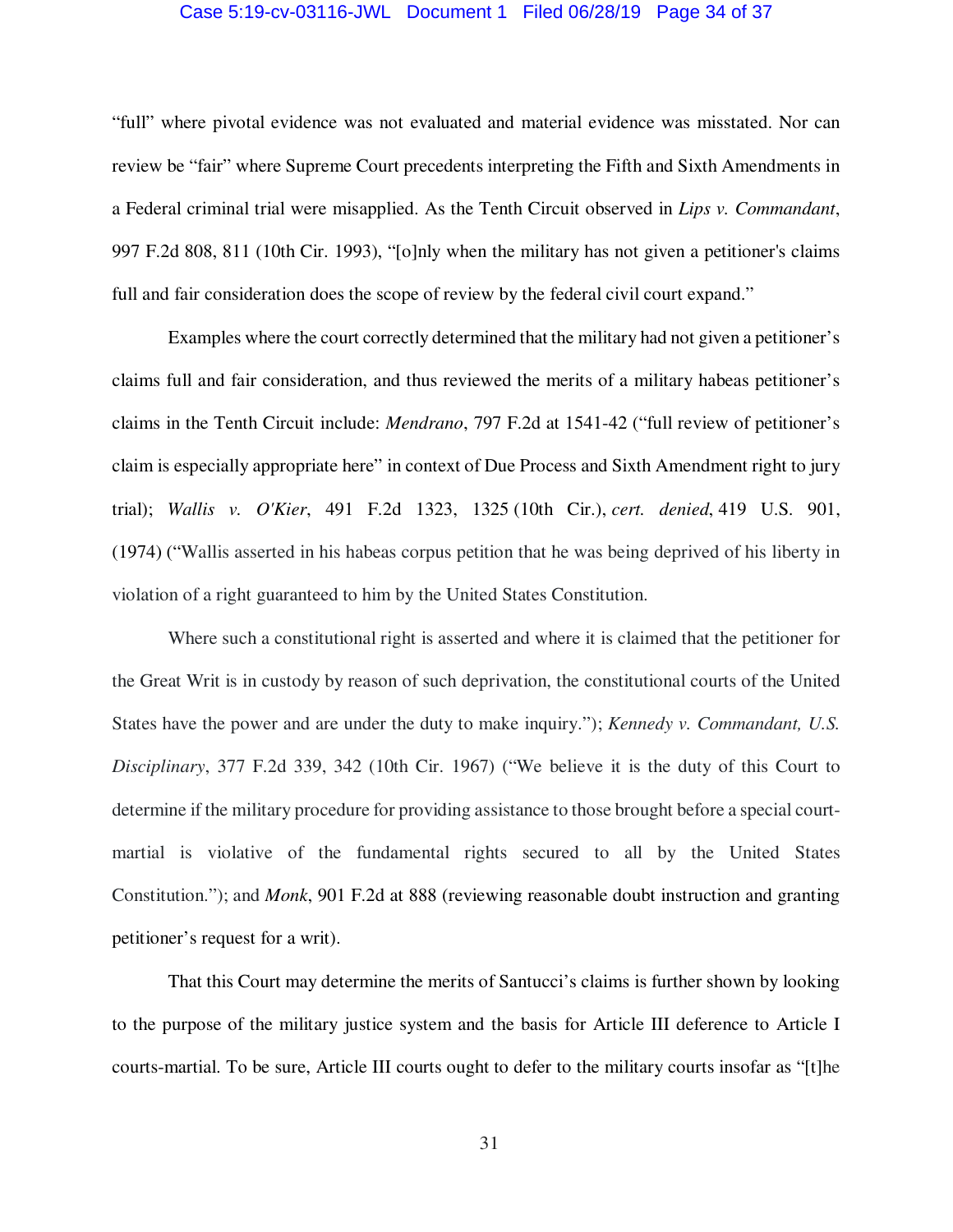"full" where pivotal evidence was not evaluated and material evidence was misstated. Nor can review be "fair" where Supreme Court precedents interpreting the Fifth and Sixth Amendments in a Federal criminal trial were misapplied. As the Tenth Circuit observed in *Lips v. Commandant*, 997 F.2d 808, 811 (10th Cir. 1993), "[o]nly when the military has not given a petitioner's claims full and fair consideration does the scope of review by the federal civil court expand."

Examples where the court correctly determined that the military had not given a petitioner's claims full and fair consideration, and thus reviewed the merits of a military habeas petitioner's claims in the Tenth Circuit include: *Mendrano*, 797 F.2d at 1541-42 ("full review of petitioner's claim is especially appropriate here" in context of Due Process and Sixth Amendment right to jury trial); *Wallis v. O'Kier*, 491 F.2d 1323, 1325 (10th Cir.), *cert. denied*, 419 U.S. 901, (1974) ("Wallis asserted in his habeas corpus petition that he was being deprived of his liberty in violation of a right guaranteed to him by the United States Constitution.

Where such a constitutional right is asserted and where it is claimed that the petitioner for the Great Writ is in custody by reason of such deprivation, the constitutional courts of the United States have the power and are under the duty to make inquiry."); *Kennedy v. Commandant, U.S. Disciplinary*, 377 F.2d 339, 342 (10th Cir. 1967) ("We believe it is the duty of this Court to determine if the military procedure for providing assistance to those brought before a special court-martial is violative of the fundamental rights secured to all by the United States Constitution."); and *Monk*, 901 F.2d at 888 (reviewing reasonable doubt instruction and granting petitioner's request for a writ).

That this Court may determine the merits of Santucci's claims is further shown by looking to the purpose of the military justice system and the basis for Article III deference to Article I courts-martial. To be sure, Article III courts ought to defer to the military courts insofar as "[t]he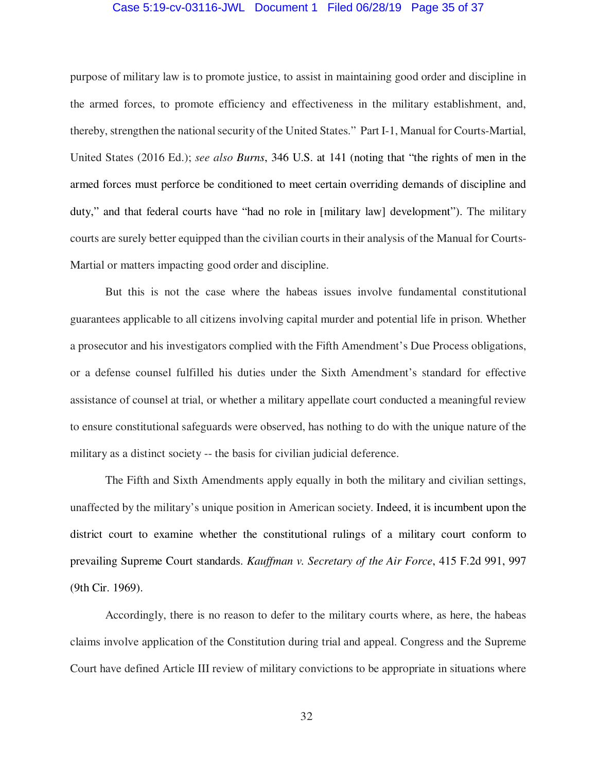purpose of military law is to promote justice, to assist in maintaining good order and discipline in the armed forces, to promote efficiency and effectiveness in the military establishment, and, thereby, strengthen the national security of the United States." Part I-1, Manual for Courts-Martial, United States (2016 Ed.); *see also* ***Burns***, 346 U.S. at 141 (noting that "the rights of men in the armed forces must perforce be conditioned to meet certain overriding demands of discipline and duty," and that federal courts have "had no role in [military law] development"). The military courts are surely better equipped than the civilian courts in their analysis of the Manual for Courts-Martial or matters impacting good order and discipline.

But this is not the case where the habeas issues involve fundamental constitutional guarantees applicable to all citizens involving capital murder and potential life in prison. Whether a prosecutor and his investigators complied with the Fifth Amendment's Due Process obligations, or a defense counsel fulfilled his duties under the Sixth Amendment's standard for effective assistance of counsel at trial, or whether a military appellate court conducted a meaningful review to ensure constitutional safeguards were observed, has nothing to do with the unique nature of the military as a distinct society -- the basis for civilian judicial deference.

The Fifth and Sixth Amendments apply equally in both the military and civilian settings, unaffected by the military's unique position in American society. Indeed, it is incumbent upon the district court to examine whether the constitutional rulings of a military court conform to prevailing Supreme Court standards. *Kauffman v. Secretary of the Air Force*, 415 F.2d 991, 997 (9th Cir. 1969).

Accordingly, there is no reason to defer to the military courts where, as here, the habeas claims involve application of the Constitution during trial and appeal. Congress and the Supreme Court have defined Article III review of military convictions to be appropriate in situations where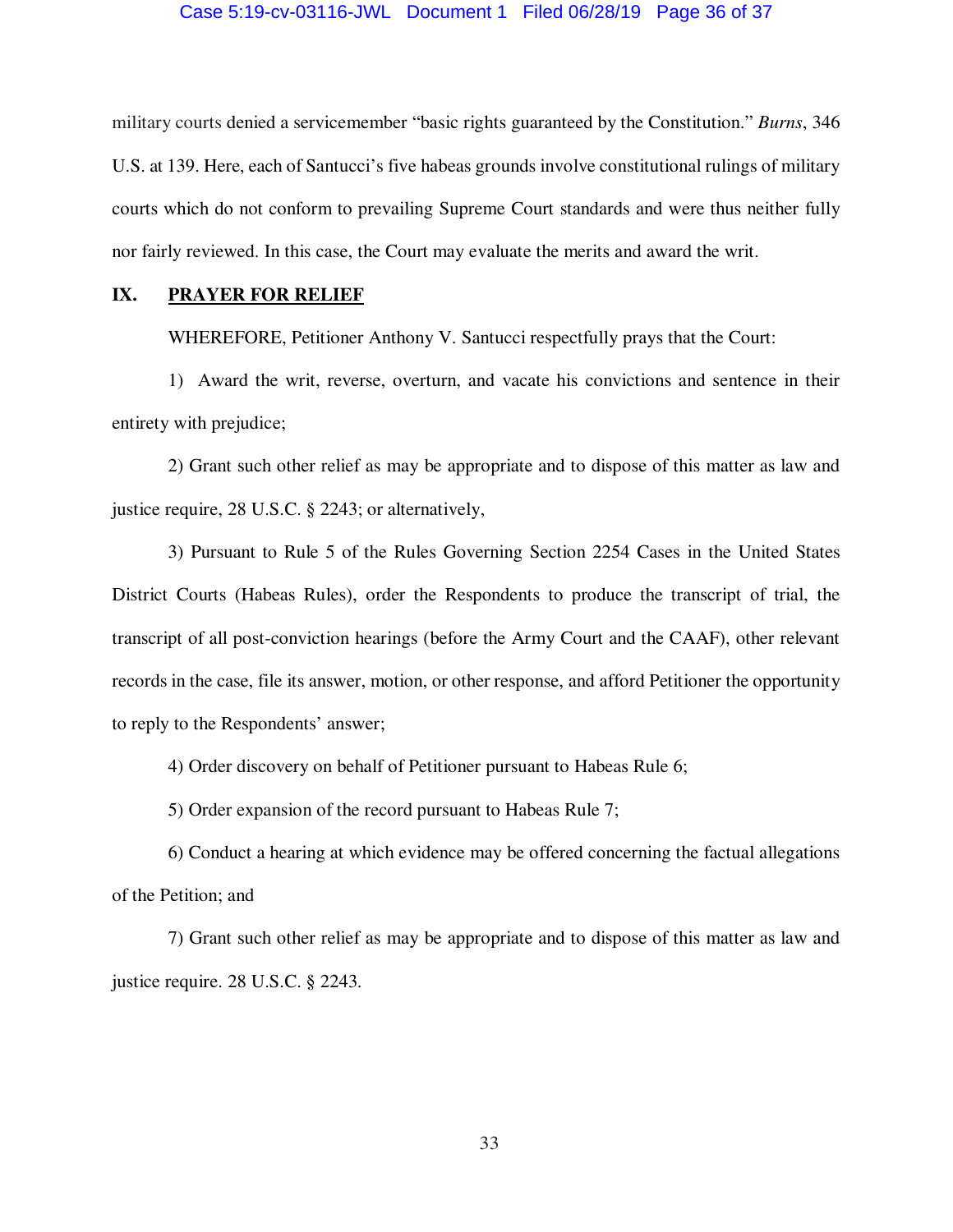military courts denied a servicemember "basic rights guaranteed by the Constitution." *Burns*, 346 U.S. at 139. Here, each of Santucci's five habeas grounds involve constitutional rulings of military courts which do not conform to prevailing Supreme Court standards and were thus neither fully nor fairly reviewed. In this case, the Court may evaluate the merits and award the writ.

## IX. PRAYER FOR RELIEF

WHEREFORE, Petitioner Anthony V. Santucci respectfully prays that the Court:

1) Award the writ, reverse, overturn, and vacate his convictions and sentence in their entirety with prejudice;

2) Grant such other relief as may be appropriate and to dispose of this matter as law and justice require, 28 U.S.C. § 2243; or alternatively,

3) Pursuant to Rule 5 of the Rules Governing Section 2254 Cases in the United States District Courts (Habeas Rules), order the Respondents to produce the transcript of trial, the transcript of all post-conviction hearings (before the Army Court and the CAAF), other relevant records in the case, file its answer, motion, or other response, and afford Petitioner the opportunity to reply to the Respondents' answer;

4) Order discovery on behalf of Petitioner pursuant to Habeas Rule 6;

5) Order expansion of the record pursuant to Habeas Rule 7;

6) Conduct a hearing at which evidence may be offered concerning the factual allegations of the Petition; and

7) Grant such other relief as may be appropriate and to dispose of this matter as law and justice require. 28 U.S.C. § 2243.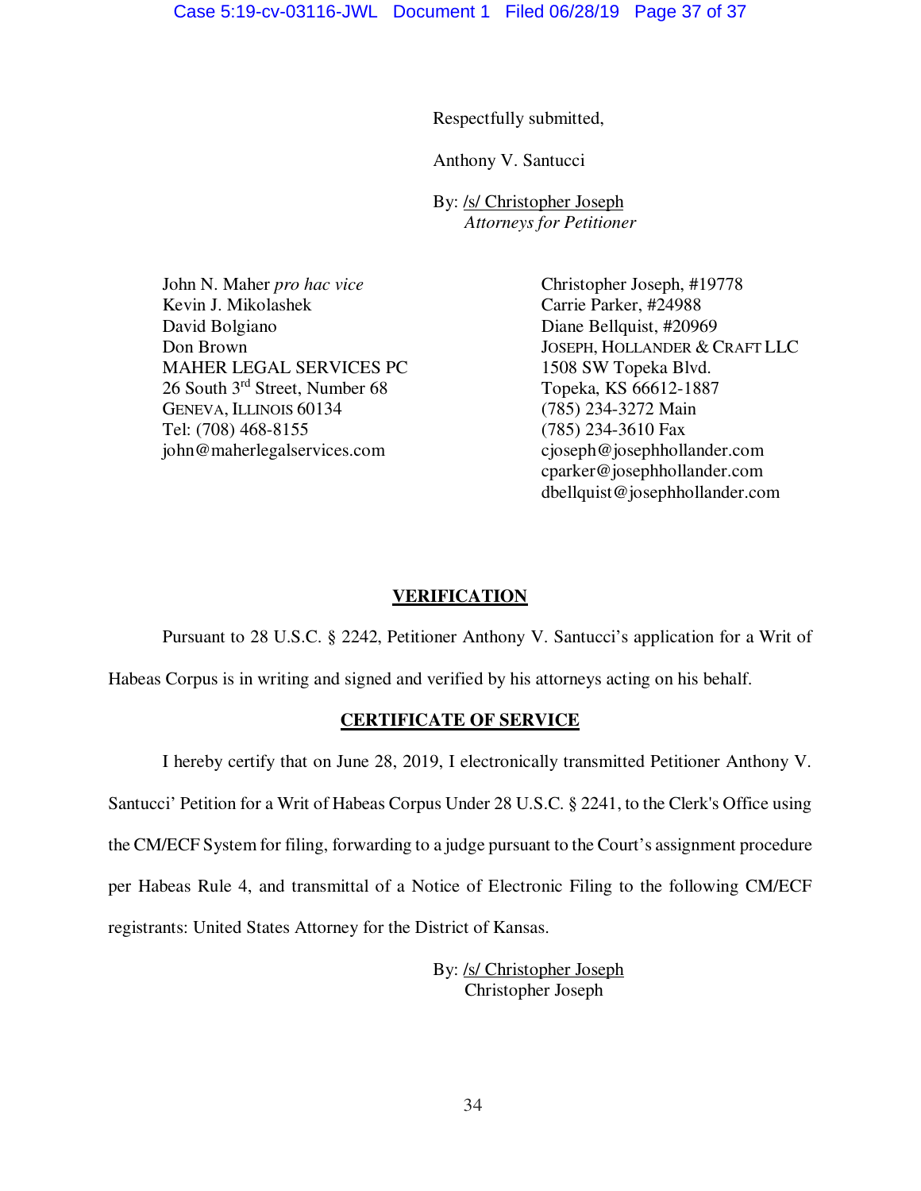Respectfully submitted,

Anthony V. Santucci

By: /s/ Christopher Joseph
*Attorneys for Petitioner*

John N. Maher *pro hac vice*
Kevin J. Mikolashek
David Bolgiano
Don Brown
MAHER LEGAL SERVICES PC
26 South 3rd Street, Number 68
GENEVA, ILLINOIS 60134
Tel: (708) 468-8155
john@maherlegalservices.com

Christopher Joseph, #19778
Carrie Parker, #24988
Diane Bellquist, #20969
JOSEPH, HOLLANDER & CRAFT LLC
1508 SW Topeka Blvd.
Topeka, KS 66612-1887
(785) 234-3272 Main
(785) 234-3610 Fax
cjoseph@josephhollander.com
cparker@josephhollander.com
dbellquist@josephhollander.com

## VERIFICATION

Pursuant to 28 U.S.C. § 2242, Petitioner Anthony V. Santucci's application for a Writ of Habeas Corpus is in writing and signed and verified by his attorneys acting on his behalf.

## CERTIFICATE OF SERVICE

I hereby certify that on June 28, 2019, I electronically transmitted Petitioner Anthony V. Santucci' Petition for a Writ of Habeas Corpus Under 28 U.S.C. § 2241, to the Clerk's Office using the CM/ECF System for filing, forwarding to a judge pursuant to the Court's assignment procedure per Habeas Rule 4, and transmittal of a Notice of Electronic Filing to the following CM/ECF registrants: United States Attorney for the District of Kansas.

By: /s/ Christopher Joseph
Christopher Joseph